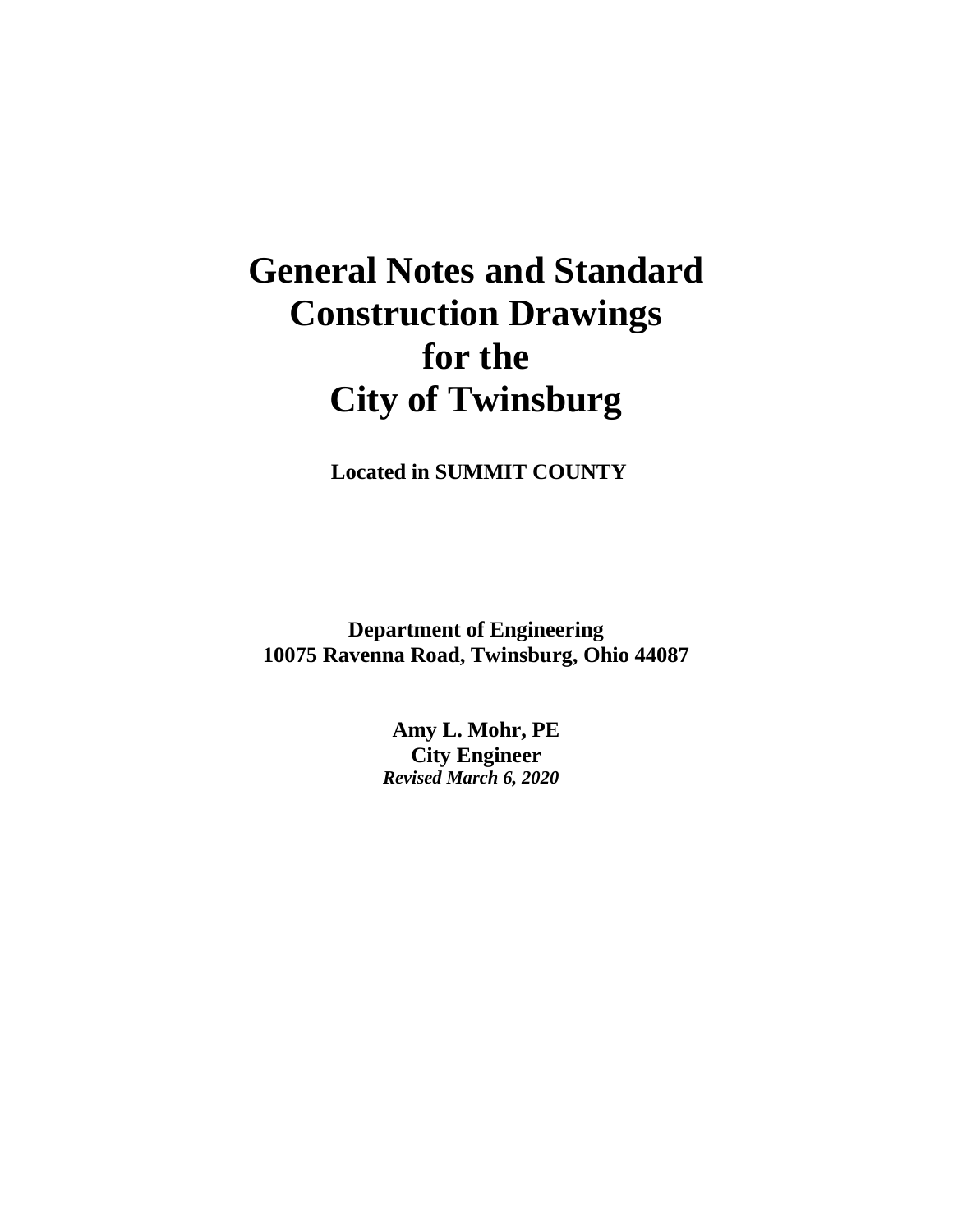# General Notes and Standard Construction Drawings for the City of Twinsburg

**Located in SUMMIT COUNTY**

**Department of Engineering**
**10075 Ravenna Road, Twinsburg, Ohio 44087**

**Amy L. Mohr, PE**
**City Engineer**
***Revised March 6, 2020***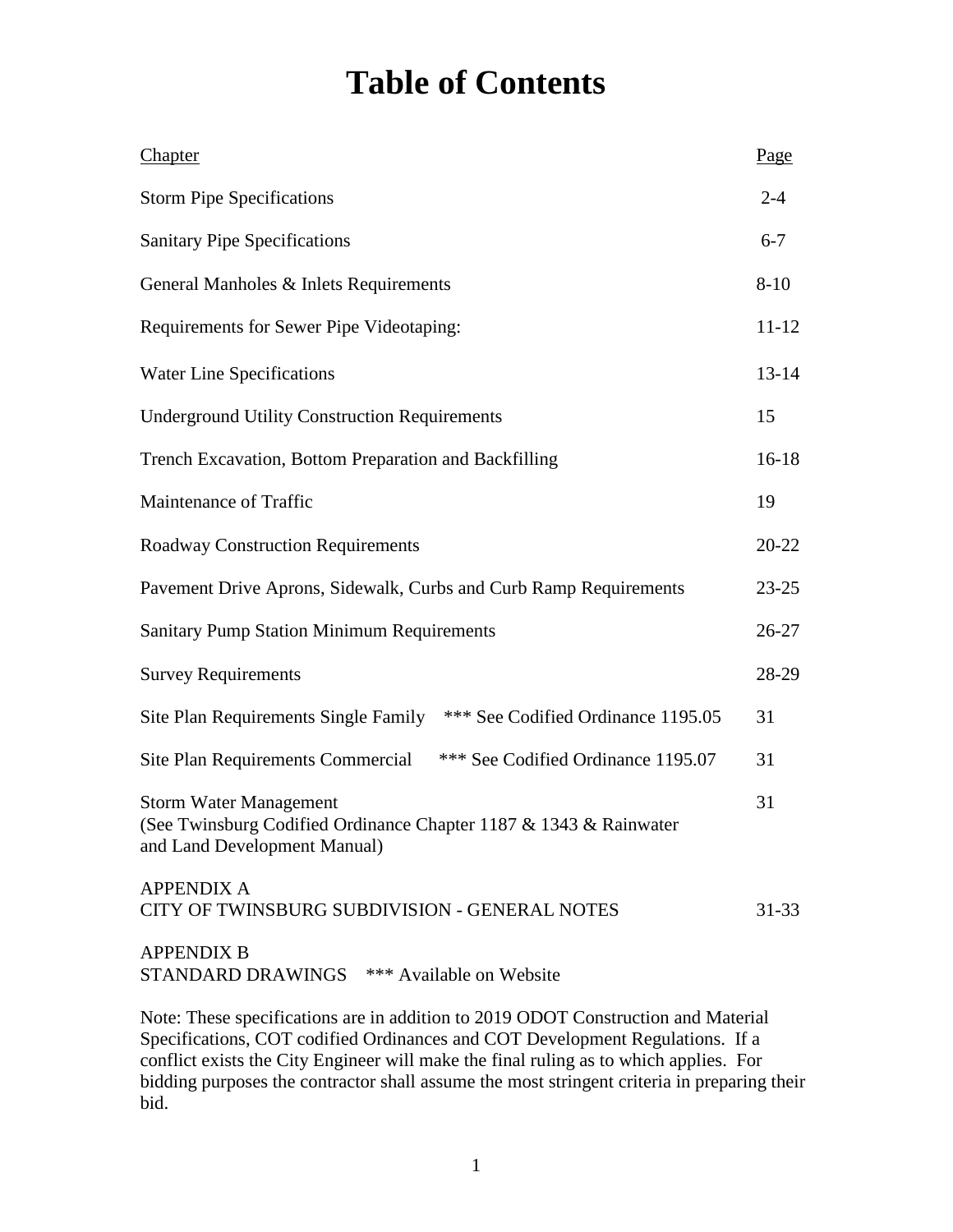# Table of Contents

| Chapter | Page |
|---|---|
| Storm Pipe Specifications | 2-4 |
| Sanitary Pipe Specifications | 6-7 |
| General Manholes & Inlets Requirements | 8-10 |
| Requirements for Sewer Pipe Videotaping: | 11-12 |
| Water Line Specifications | 13-14 |
| Underground Utility Construction Requirements | 15 |
| Trench Excavation, Bottom Preparation and Backfilling | 16-18 |
| Maintenance of Traffic | 19 |
| Roadway Construction Requirements | 20-22 |
| Pavement Drive Aprons, Sidewalk, Curbs and Curb Ramp Requirements | 23-25 |
| Sanitary Pump Station Minimum Requirements | 26-27 |
| Survey Requirements | 28-29 |
| Site Plan Requirements Single Family *** See Codified Ordinance 1195.05 | 31 |
| Site Plan Requirements Commercial *** See Codified Ordinance 1195.07 | 31 |
| Storm Water Management (See Twinsburg Codified Ordinance Chapter 1187 & 1343 & Rainwater and Land Development Manual) | 31 |
| APPENDIX A CITY OF TWINSBURG SUBDIVISION - GENERAL NOTES | 31-33 |
| APPENDIX B STANDARD DRAWINGS *** Available on Website | |

Note: These specifications are in addition to 2019 ODOT Construction and Material Specifications, COT codified Ordinances and COT Development Regulations. If a conflict exists the City Engineer will make the final ruling as to which applies. For bidding purposes the contractor shall assume the most stringent criteria in preparing their bid.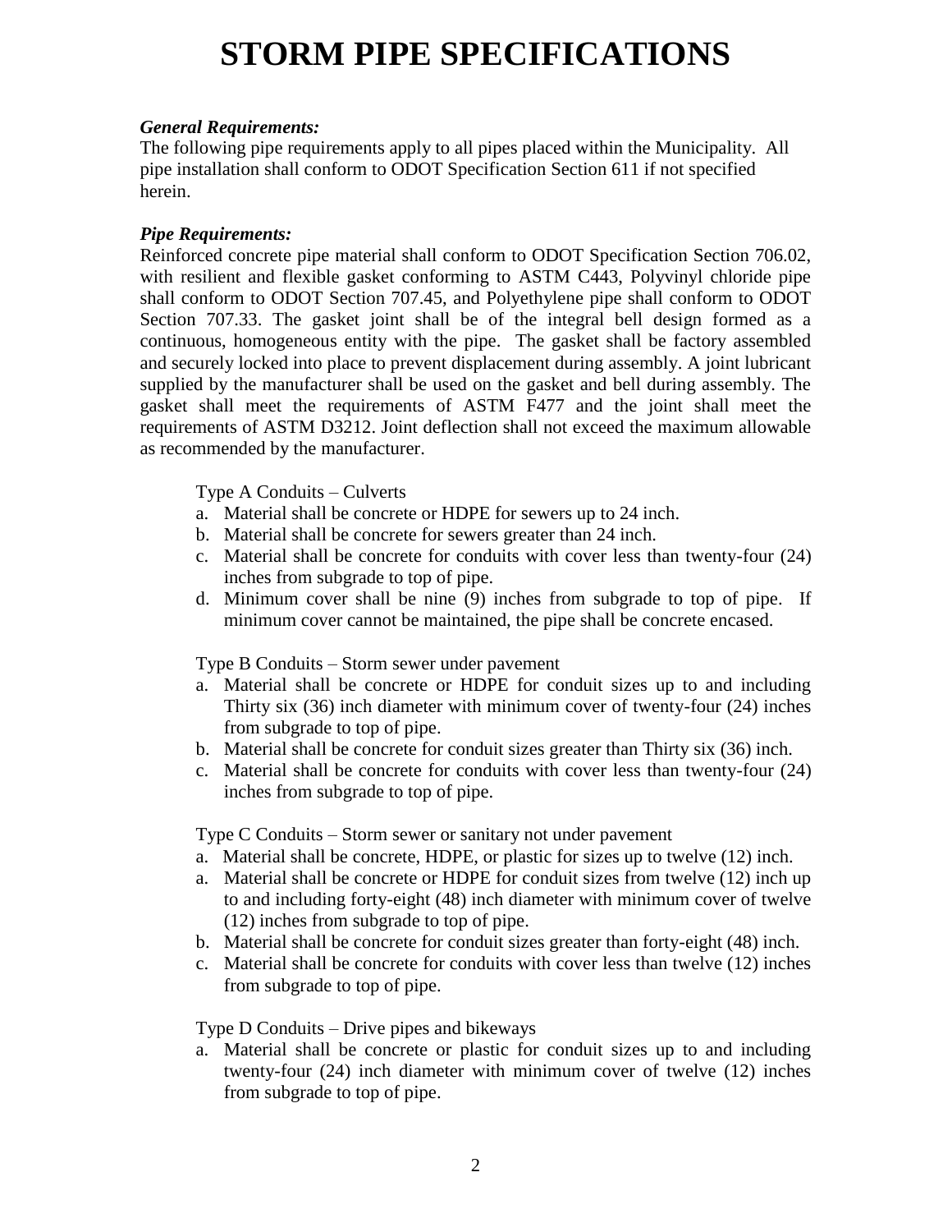# STORM PIPE SPECIFICATIONS

***General Requirements:***

The following pipe requirements apply to all pipes placed within the Municipality. All pipe installation shall conform to ODOT Specification Section 611 if not specified herein.

***Pipe Requirements:***

Reinforced concrete pipe material shall conform to ODOT Specification Section 706.02, with resilient and flexible gasket conforming to ASTM C443, Polyvinyl chloride pipe shall conform to ODOT Section 707.45, and Polyethylene pipe shall conform to ODOT Section 707.33. The gasket joint shall be of the integral bell design formed as a continuous, homogeneous entity with the pipe. The gasket shall be factory assembled and securely locked into place to prevent displacement during assembly. A joint lubricant supplied by the manufacturer shall be used on the gasket and bell during assembly. The gasket shall meet the requirements of ASTM F477 and the joint shall meet the requirements of ASTM D3212. Joint deflection shall not exceed the maximum allowable as recommended by the manufacturer.

Type A Conduits – Culverts

a. Material shall be concrete or HDPE for sewers up to 24 inch.
b. Material shall be concrete for sewers greater than 24 inch.
c. Material shall be concrete for conduits with cover less than twenty-four (24) inches from subgrade to top of pipe.
d. Minimum cover shall be nine (9) inches from subgrade to top of pipe. If minimum cover cannot be maintained, the pipe shall be concrete encased.

Type B Conduits – Storm sewer under pavement

a. Material shall be concrete or HDPE for conduit sizes up to and including Thirty six (36) inch diameter with minimum cover of twenty-four (24) inches from subgrade to top of pipe.
b. Material shall be concrete for conduit sizes greater than Thirty six (36) inch.
c. Material shall be concrete for conduits with cover less than twenty-four (24) inches from subgrade to top of pipe.

Type C Conduits – Storm sewer or sanitary not under pavement

a. Material shall be concrete, HDPE, or plastic for sizes up to twelve (12) inch.
a. Material shall be concrete or HDPE for conduit sizes from twelve (12) inch up to and including forty-eight (48) inch diameter with minimum cover of twelve (12) inches from subgrade to top of pipe.
b. Material shall be concrete for conduit sizes greater than forty-eight (48) inch.
c. Material shall be concrete for conduits with cover less than twelve (12) inches from subgrade to top of pipe.

Type D Conduits – Drive pipes and bikeways

a. Material shall be concrete or plastic for conduit sizes up to and including twenty-four (24) inch diameter with minimum cover of twelve (12) inches from subgrade to top of pipe.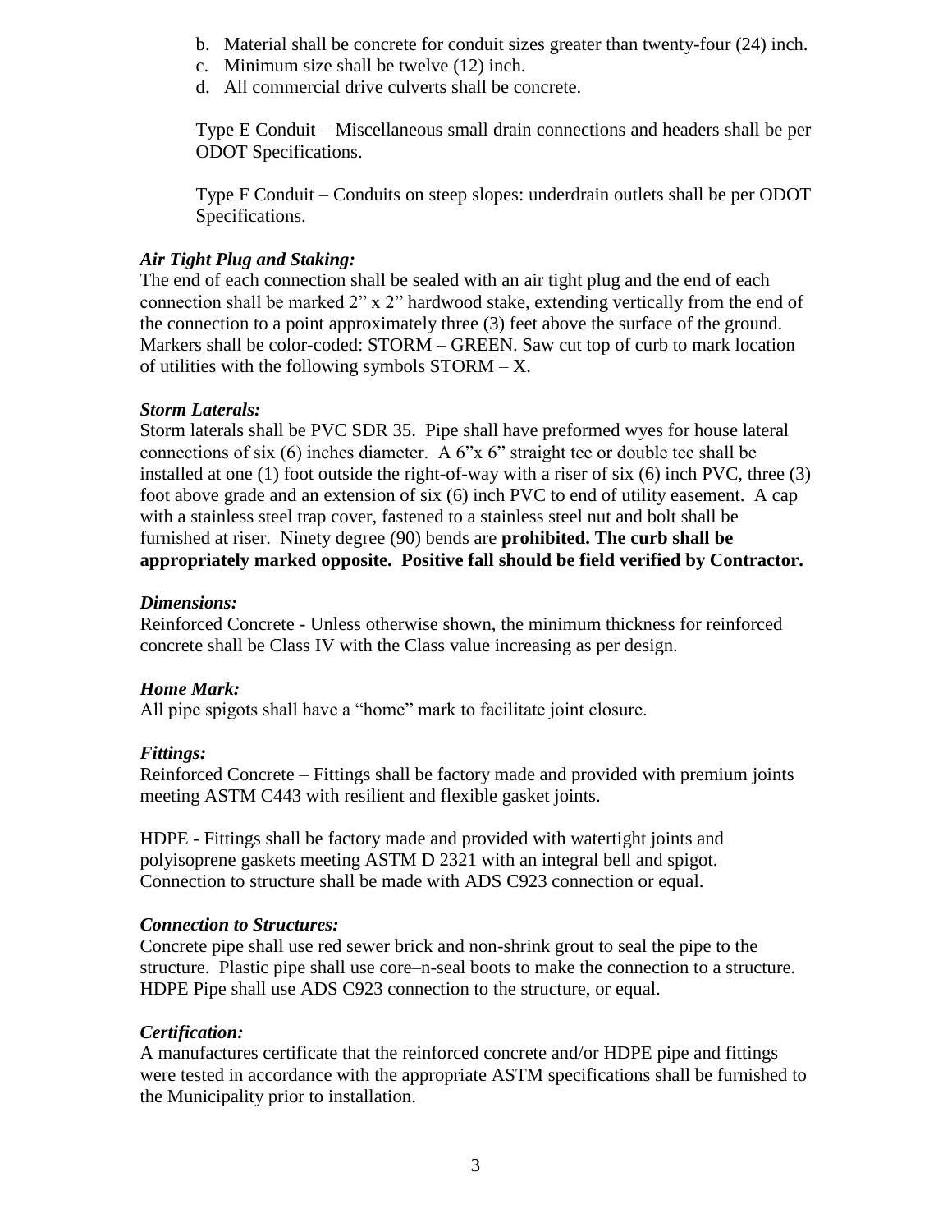b. Material shall be concrete for conduit sizes greater than twenty-four (24) inch.
c. Minimum size shall be twelve (12) inch.
d. All commercial drive culverts shall be concrete.

Type E Conduit – Miscellaneous small drain connections and headers shall be per ODOT Specifications.

Type F Conduit – Conduits on steep slopes: underdrain outlets shall be per ODOT Specifications.

***Air Tight Plug and Staking:***
The end of each connection shall be sealed with an air tight plug and the end of each connection shall be marked 2" x 2" hardwood stake, extending vertically from the end of the connection to a point approximately three (3) feet above the surface of the ground. Markers shall be color-coded: STORM – GREEN. Saw cut top of curb to mark location of utilities with the following symbols STORM – X.

***Storm Laterals:***
Storm laterals shall be PVC SDR 35. Pipe shall have preformed wyes for house lateral connections of six (6) inches diameter. A 6"x 6" straight tee or double tee shall be installed at one (1) foot outside the right-of-way with a riser of six (6) inch PVC, three (3) foot above grade and an extension of six (6) inch PVC to end of utility easement. A cap with a stainless steel trap cover, fastened to a stainless steel nut and bolt shall be furnished at riser. Ninety degree (90) bends are **prohibited. The curb shall be appropriately marked opposite. Positive fall should be field verified by Contractor.**

***Dimensions:***
Reinforced Concrete - Unless otherwise shown, the minimum thickness for reinforced concrete shall be Class IV with the Class value increasing as per design.

***Home Mark:***
All pipe spigots shall have a "home" mark to facilitate joint closure.

***Fittings:***
Reinforced Concrete – Fittings shall be factory made and provided with premium joints meeting ASTM C443 with resilient and flexible gasket joints.

HDPE - Fittings shall be factory made and provided with watertight joints and polyisoprene gaskets meeting ASTM D 2321 with an integral bell and spigot. Connection to structure shall be made with ADS C923 connection or equal.

***Connection to Structures:***
Concrete pipe shall use red sewer brick and non-shrink grout to seal the pipe to the structure. Plastic pipe shall use core–n-seal boots to make the connection to a structure. HDPE Pipe shall use ADS C923 connection to the structure, or equal.

***Certification:***
A manufactures certificate that the reinforced concrete and/or HDPE pipe and fittings were tested in accordance with the appropriate ASTM specifications shall be furnished to the Municipality prior to installation.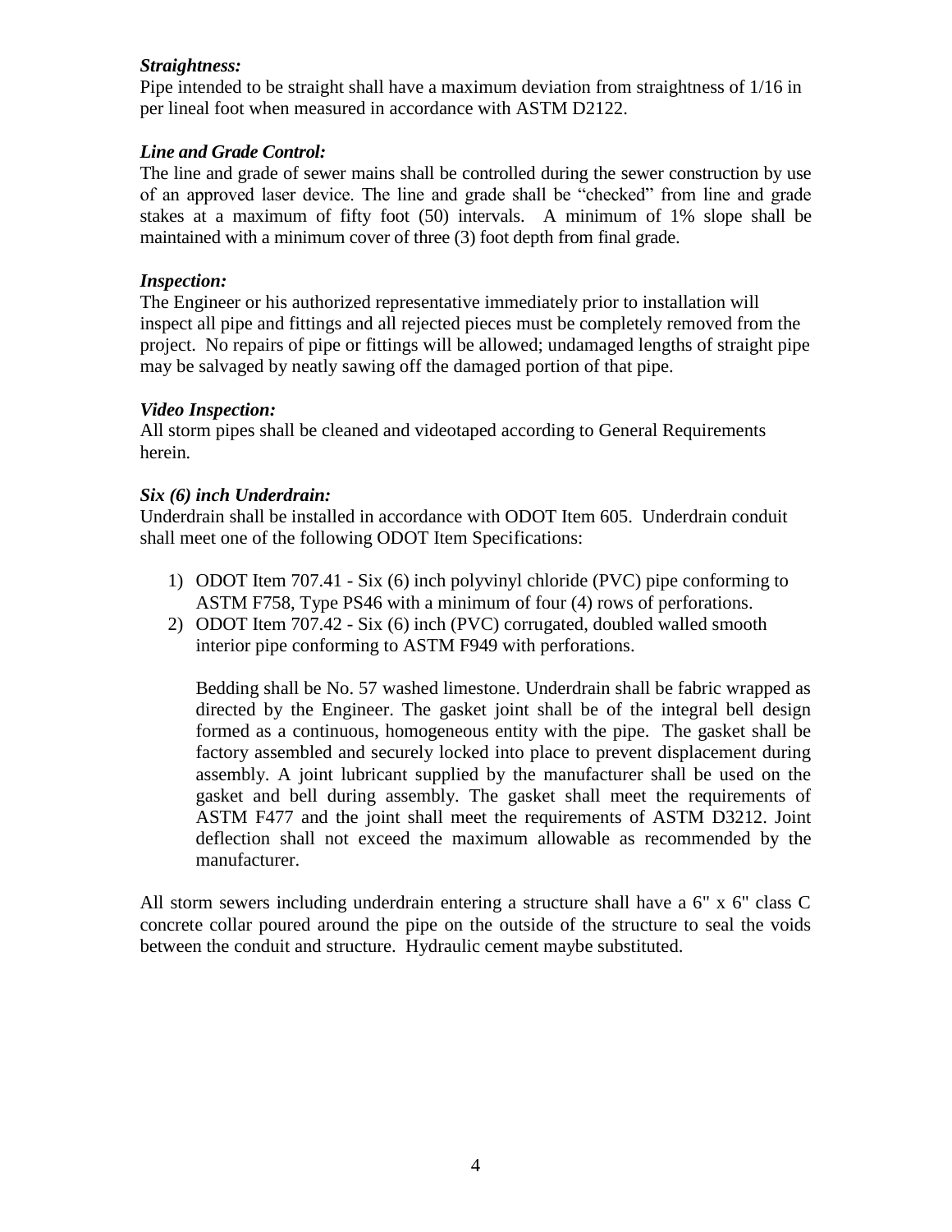*Straightness:*
Pipe intended to be straight shall have a maximum deviation from straightness of 1/16 in per lineal foot when measured in accordance with ASTM D2122.

*Line and Grade Control:*
The line and grade of sewer mains shall be controlled during the sewer construction by use of an approved laser device. The line and grade shall be "checked" from line and grade stakes at a maximum of fifty foot (50) intervals. A minimum of 1% slope shall be maintained with a minimum cover of three (3) foot depth from final grade.

*Inspection:*
The Engineer or his authorized representative immediately prior to installation will inspect all pipe and fittings and all rejected pieces must be completely removed from the project. No repairs of pipe or fittings will be allowed; undamaged lengths of straight pipe may be salvaged by neatly sawing off the damaged portion of that pipe.

*Video Inspection:*
All storm pipes shall be cleaned and videotaped according to General Requirements herein.

*Six (6) inch Underdrain:*
Underdrain shall be installed in accordance with ODOT Item 605. Underdrain conduit shall meet one of the following ODOT Item Specifications:

1) ODOT Item 707.41 - Six (6) inch polyvinyl chloride (PVC) pipe conforming to ASTM F758, Type PS46 with a minimum of four (4) rows of perforations.
2) ODOT Item 707.42 - Six (6) inch (PVC) corrugated, doubled walled smooth interior pipe conforming to ASTM F949 with perforations.

   Bedding shall be No. 57 washed limestone. Underdrain shall be fabric wrapped as directed by the Engineer. The gasket joint shall be of the integral bell design formed as a continuous, homogeneous entity with the pipe. The gasket shall be factory assembled and securely locked into place to prevent displacement during assembly. A joint lubricant supplied by the manufacturer shall be used on the gasket and bell during assembly. The gasket shall meet the requirements of ASTM F477 and the joint shall meet the requirements of ASTM D3212. Joint deflection shall not exceed the maximum allowable as recommended by the manufacturer.

All storm sewers including underdrain entering a structure shall have a 6" x 6" class C concrete collar poured around the pipe on the outside of the structure to seal the voids between the conduit and structure. Hydraulic cement maybe substituted.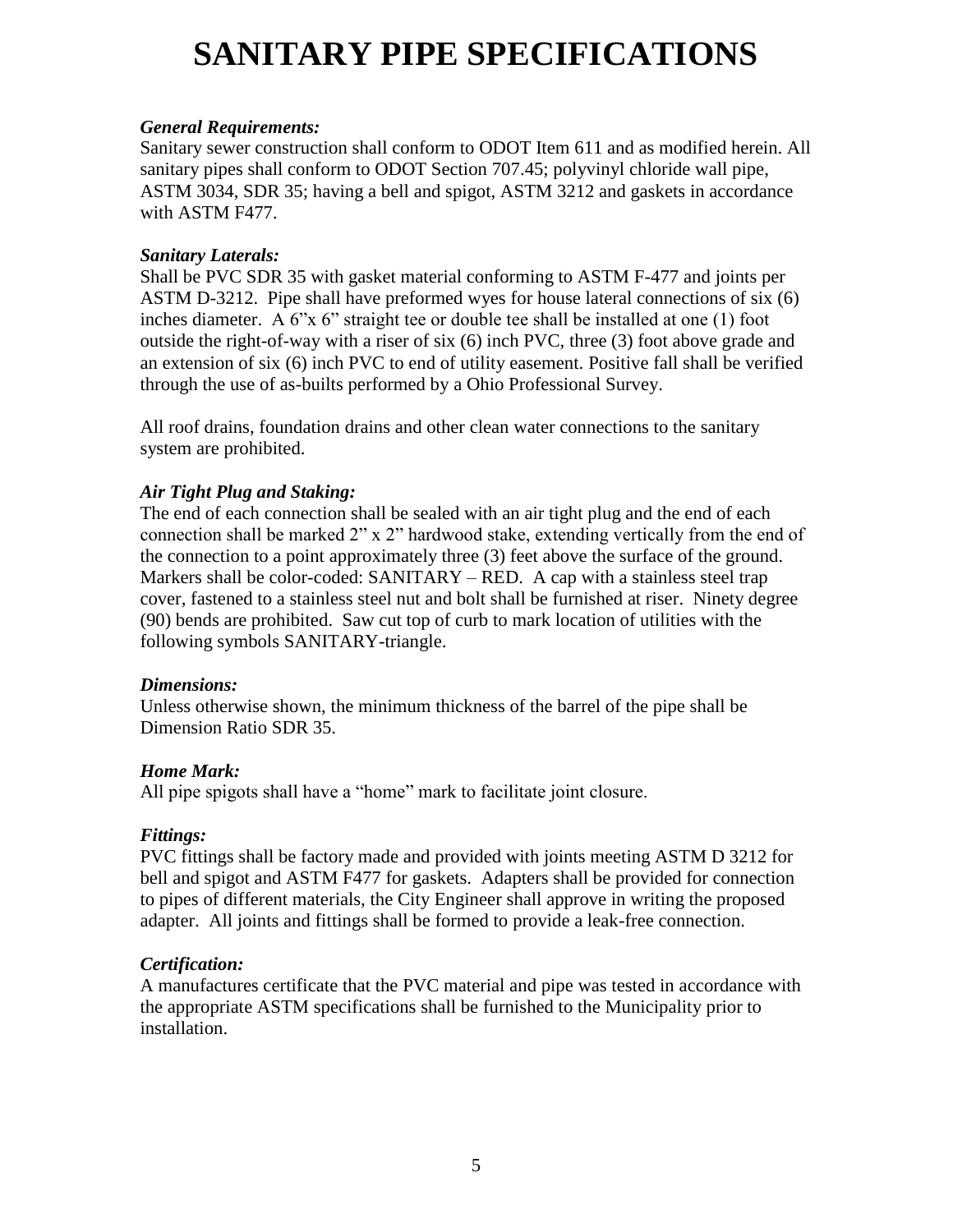# SANITARY PIPE SPECIFICATIONS

***General Requirements:***
Sanitary sewer construction shall conform to ODOT Item 611 and as modified herein. All sanitary pipes shall conform to ODOT Section 707.45; polyvinyl chloride wall pipe, ASTM 3034, SDR 35; having a bell and spigot, ASTM 3212 and gaskets in accordance with ASTM F477.

***Sanitary Laterals:***
Shall be PVC SDR 35 with gasket material conforming to ASTM F-477 and joints per ASTM D-3212. Pipe shall have preformed wyes for house lateral connections of six (6) inches diameter. A 6"x 6" straight tee or double tee shall be installed at one (1) foot outside the right-of-way with a riser of six (6) inch PVC, three (3) foot above grade and an extension of six (6) inch PVC to end of utility easement. Positive fall shall be verified through the use of as-builts performed by a Ohio Professional Survey.

All roof drains, foundation drains and other clean water connections to the sanitary system are prohibited.

***Air Tight Plug and Staking:***
The end of each connection shall be sealed with an air tight plug and the end of each connection shall be marked 2" x 2" hardwood stake, extending vertically from the end of the connection to a point approximately three (3) feet above the surface of the ground. Markers shall be color-coded: SANITARY – RED. A cap with a stainless steel trap cover, fastened to a stainless steel nut and bolt shall be furnished at riser. Ninety degree (90) bends are prohibited. Saw cut top of curb to mark location of utilities with the following symbols SANITARY-triangle.

***Dimensions:***
Unless otherwise shown, the minimum thickness of the barrel of the pipe shall be Dimension Ratio SDR 35.

***Home Mark:***
All pipe spigots shall have a "home" mark to facilitate joint closure.

***Fittings:***
PVC fittings shall be factory made and provided with joints meeting ASTM D 3212 for bell and spigot and ASTM F477 for gaskets. Adapters shall be provided for connection to pipes of different materials, the City Engineer shall approve in writing the proposed adapter. All joints and fittings shall be formed to provide a leak-free connection.

***Certification:***
A manufactures certificate that the PVC material and pipe was tested in accordance with the appropriate ASTM specifications shall be furnished to the Municipality prior to installation.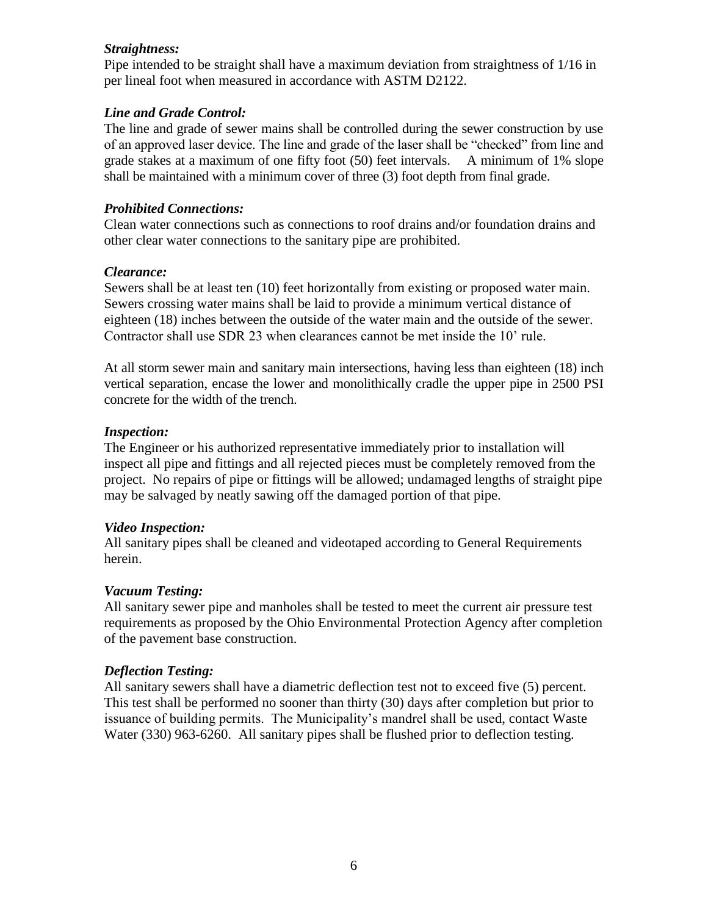***Straightness:***

Pipe intended to be straight shall have a maximum deviation from straightness of 1/16 in per lineal foot when measured in accordance with ASTM D2122.

***Line and Grade Control:***

The line and grade of sewer mains shall be controlled during the sewer construction by use of an approved laser device. The line and grade of the laser shall be "checked" from line and grade stakes at a maximum of one fifty foot (50) feet intervals. A minimum of 1% slope shall be maintained with a minimum cover of three (3) foot depth from final grade.

***Prohibited Connections:***

Clean water connections such as connections to roof drains and/or foundation drains and other clear water connections to the sanitary pipe are prohibited.

***Clearance:***

Sewers shall be at least ten (10) feet horizontally from existing or proposed water main. Sewers crossing water mains shall be laid to provide a minimum vertical distance of eighteen (18) inches between the outside of the water main and the outside of the sewer. Contractor shall use SDR 23 when clearances cannot be met inside the 10' rule.

At all storm sewer main and sanitary main intersections, having less than eighteen (18) inch vertical separation, encase the lower and monolithically cradle the upper pipe in 2500 PSI concrete for the width of the trench.

***Inspection:***

The Engineer or his authorized representative immediately prior to installation will inspect all pipe and fittings and all rejected pieces must be completely removed from the project. No repairs of pipe or fittings will be allowed; undamaged lengths of straight pipe may be salvaged by neatly sawing off the damaged portion of that pipe.

***Video Inspection:***

All sanitary pipes shall be cleaned and videotaped according to General Requirements herein.

***Vacuum Testing:***

All sanitary sewer pipe and manholes shall be tested to meet the current air pressure test requirements as proposed by the Ohio Environmental Protection Agency after completion of the pavement base construction.

***Deflection Testing:***

All sanitary sewers shall have a diametric deflection test not to exceed five (5) percent. This test shall be performed no sooner than thirty (30) days after completion but prior to issuance of building permits. The Municipality's mandrel shall be used, contact Waste Water (330) 963-6260. All sanitary pipes shall be flushed prior to deflection testing.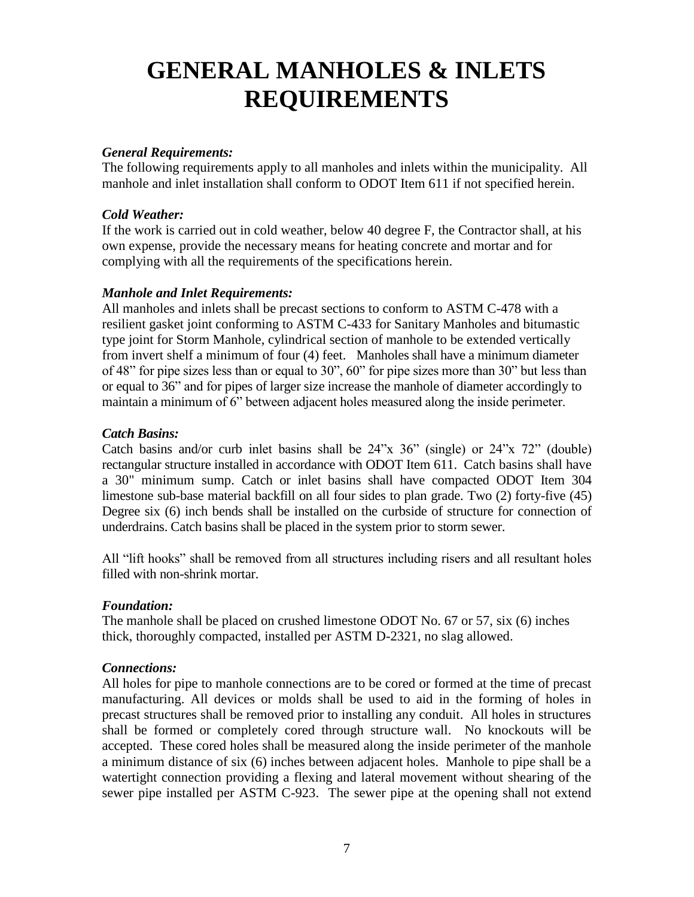# GENERAL MANHOLES & INLETS REQUIREMENTS

***General Requirements:***
The following requirements apply to all manholes and inlets within the municipality. All manhole and inlet installation shall conform to ODOT Item 611 if not specified herein.

***Cold Weather:***
If the work is carried out in cold weather, below 40 degree F, the Contractor shall, at his own expense, provide the necessary means for heating concrete and mortar and for complying with all the requirements of the specifications herein.

***Manhole and Inlet Requirements:***
All manholes and inlets shall be precast sections to conform to ASTM C-478 with a resilient gasket joint conforming to ASTM C-433 for Sanitary Manholes and bitumastic type joint for Storm Manhole, cylindrical section of manhole to be extended vertically from invert shelf a minimum of four (4) feet. Manholes shall have a minimum diameter of 48" for pipe sizes less than or equal to 30", 60" for pipe sizes more than 30" but less than or equal to 36" and for pipes of larger size increase the manhole of diameter accordingly to maintain a minimum of 6" between adjacent holes measured along the inside perimeter.

***Catch Basins:***
Catch basins and/or curb inlet basins shall be 24"x 36" (single) or 24"x 72" (double) rectangular structure installed in accordance with ODOT Item 611. Catch basins shall have a 30" minimum sump. Catch or inlet basins shall have compacted ODOT Item 304 limestone sub-base material backfill on all four sides to plan grade. Two (2) forty-five (45) Degree six (6) inch bends shall be installed on the curbside of structure for connection of underdrains. Catch basins shall be placed in the system prior to storm sewer.

All "lift hooks" shall be removed from all structures including risers and all resultant holes filled with non-shrink mortar.

***Foundation:***
The manhole shall be placed on crushed limestone ODOT No. 67 or 57, six (6) inches thick, thoroughly compacted, installed per ASTM D-2321, no slag allowed.

***Connections:***
All holes for pipe to manhole connections are to be cored or formed at the time of precast manufacturing. All devices or molds shall be used to aid in the forming of holes in precast structures shall be removed prior to installing any conduit. All holes in structures shall be formed or completely cored through structure wall. No knockouts will be accepted. These cored holes shall be measured along the inside perimeter of the manhole a minimum distance of six (6) inches between adjacent holes. Manhole to pipe shall be a watertight connection providing a flexing and lateral movement without shearing of the sewer pipe installed per ASTM C-923. The sewer pipe at the opening shall not extend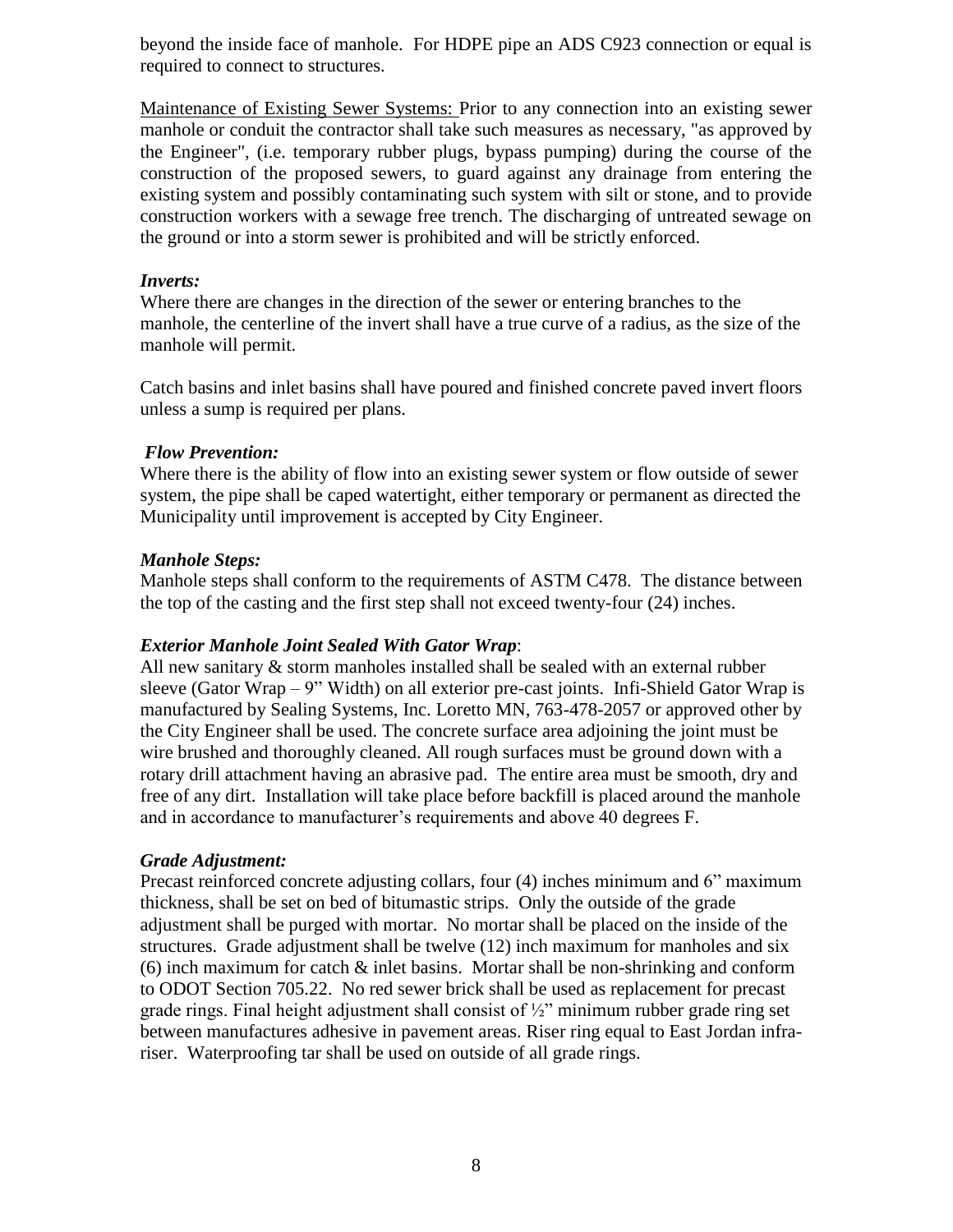beyond the inside face of manhole. For HDPE pipe an ADS C923 connection or equal is required to connect to structures.

Maintenance of Existing Sewer Systems: Prior to any connection into an existing sewer manhole or conduit the contractor shall take such measures as necessary, "as approved by the Engineer", (i.e. temporary rubber plugs, bypass pumping) during the course of the construction of the proposed sewers, to guard against any drainage from entering the existing system and possibly contaminating such system with silt or stone, and to provide construction workers with a sewage free trench. The discharging of untreated sewage on the ground or into a storm sewer is prohibited and will be strictly enforced.

***Inverts:***

Where there are changes in the direction of the sewer or entering branches to the manhole, the centerline of the invert shall have a true curve of a radius, as the size of the manhole will permit.

Catch basins and inlet basins shall have poured and finished concrete paved invert floors unless a sump is required per plans.

***Flow Prevention:***

Where there is the ability of flow into an existing sewer system or flow outside of sewer system, the pipe shall be caped watertight, either temporary or permanent as directed the Municipality until improvement is accepted by City Engineer.

***Manhole Steps:***

Manhole steps shall conform to the requirements of ASTM C478. The distance between the top of the casting and the first step shall not exceed twenty-four (24) inches.

***Exterior Manhole Joint Sealed With Gator Wrap***:

All new sanitary & storm manholes installed shall be sealed with an external rubber sleeve (Gator Wrap – 9" Width) on all exterior pre-cast joints. Infi-Shield Gator Wrap is manufactured by Sealing Systems, Inc. Loretto MN, 763-478-2057 or approved other by the City Engineer shall be used. The concrete surface area adjoining the joint must be wire brushed and thoroughly cleaned. All rough surfaces must be ground down with a rotary drill attachment having an abrasive pad. The entire area must be smooth, dry and free of any dirt. Installation will take place before backfill is placed around the manhole and in accordance to manufacturer's requirements and above 40 degrees F.

***Grade Adjustment:***

Precast reinforced concrete adjusting collars, four (4) inches minimum and 6" maximum thickness, shall be set on bed of bitumastic strips. Only the outside of the grade adjustment shall be purged with mortar. No mortar shall be placed on the inside of the structures. Grade adjustment shall be twelve (12) inch maximum for manholes and six (6) inch maximum for catch & inlet basins. Mortar shall be non-shrinking and conform to ODOT Section 705.22. No red sewer brick shall be used as replacement for precast grade rings. Final height adjustment shall consist of ½" minimum rubber grade ring set between manufactures adhesive in pavement areas. Riser ring equal to East Jordan infra-riser. Waterproofing tar shall be used on outside of all grade rings.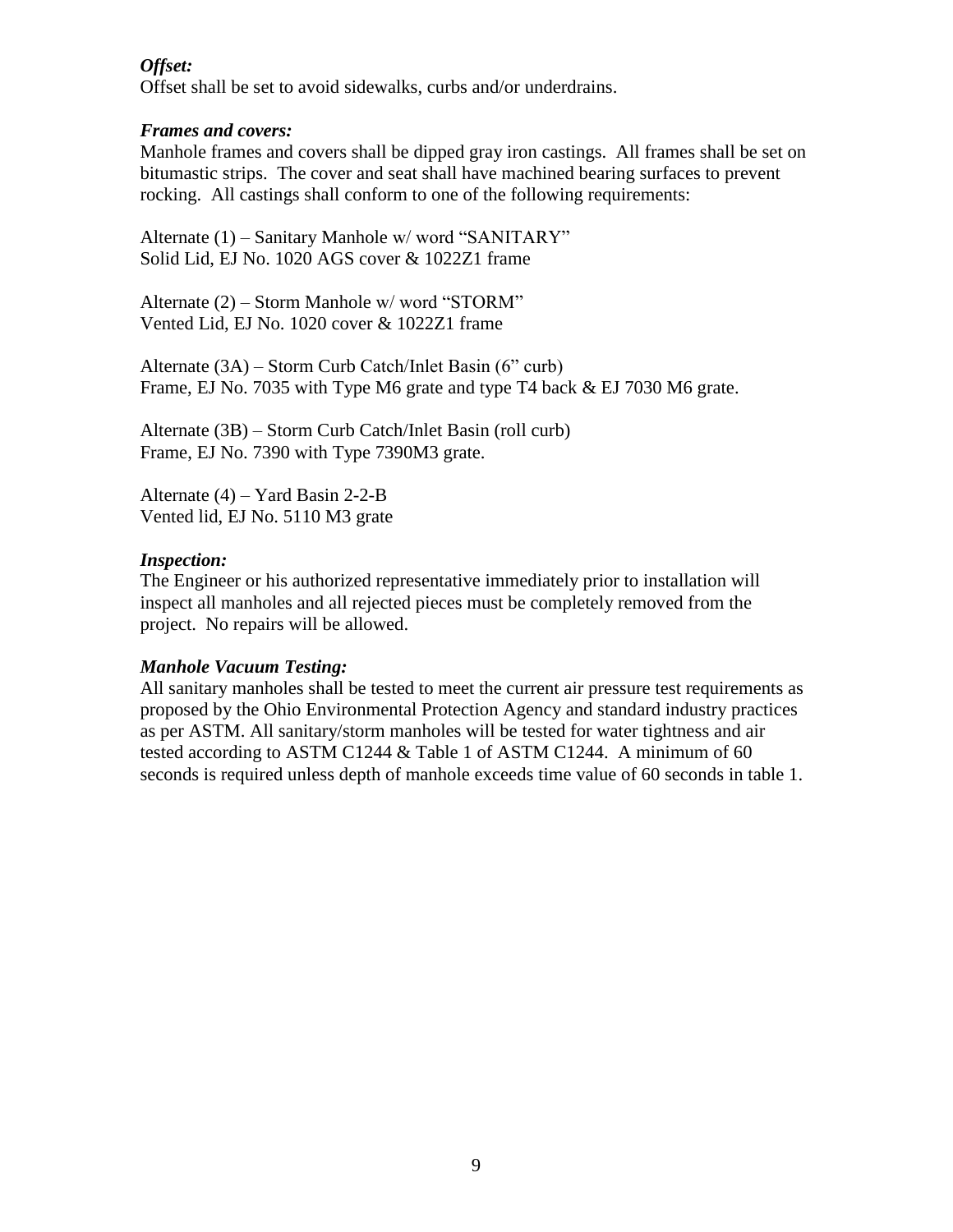***Offset:***

Offset shall be set to avoid sidewalks, curbs and/or underdrains.

***Frames and covers:***

Manhole frames and covers shall be dipped gray iron castings. All frames shall be set on bitumastic strips. The cover and seat shall have machined bearing surfaces to prevent rocking. All castings shall conform to one of the following requirements:

Alternate (1) – Sanitary Manhole w/ word "SANITARY"
Solid Lid, EJ No. 1020 AGS cover & 1022Z1 frame

Alternate (2) – Storm Manhole w/ word "STORM"
Vented Lid, EJ No. 1020 cover & 1022Z1 frame

Alternate (3A) – Storm Curb Catch/Inlet Basin (6" curb)
Frame, EJ No. 7035 with Type M6 grate and type T4 back & EJ 7030 M6 grate.

Alternate (3B) – Storm Curb Catch/Inlet Basin (roll curb)
Frame, EJ No. 7390 with Type 7390M3 grate.

Alternate (4) – Yard Basin 2-2-B
Vented lid, EJ No. 5110 M3 grate

***Inspection:***

The Engineer or his authorized representative immediately prior to installation will inspect all manholes and all rejected pieces must be completely removed from the project. No repairs will be allowed.

***Manhole Vacuum Testing:***

All sanitary manholes shall be tested to meet the current air pressure test requirements as proposed by the Ohio Environmental Protection Agency and standard industry practices as per ASTM. All sanitary/storm manholes will be tested for water tightness and air tested according to ASTM C1244 & Table 1 of ASTM C1244. A minimum of 60 seconds is required unless depth of manhole exceeds time value of 60 seconds in table 1.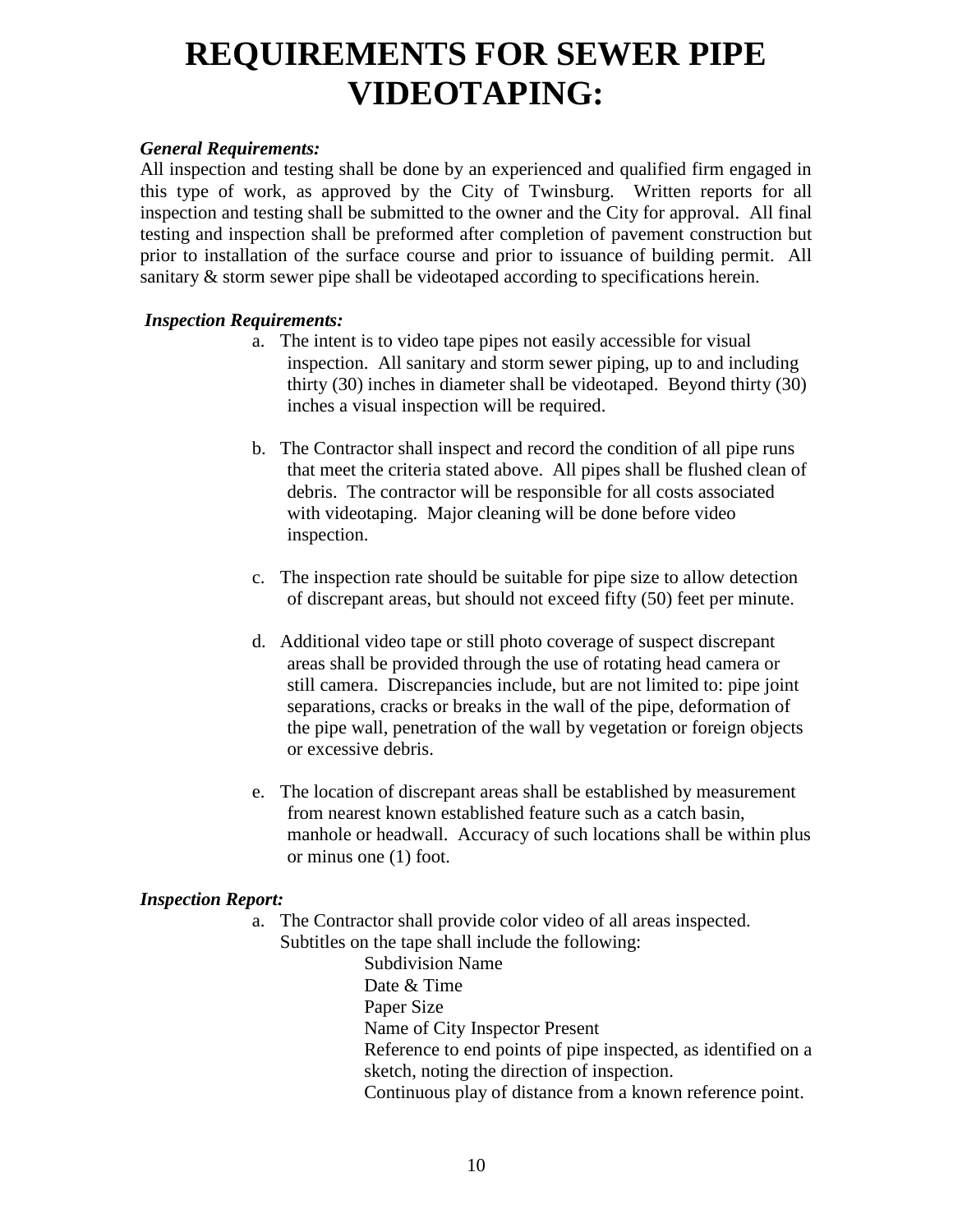# REQUIREMENTS FOR SEWER PIPE VIDEOTAPING:

***General Requirements:***

All inspection and testing shall be done by an experienced and qualified firm engaged in this type of work, as approved by the City of Twinsburg. Written reports for all inspection and testing shall be submitted to the owner and the City for approval. All final testing and inspection shall be preformed after completion of pavement construction but prior to installation of the surface course and prior to issuance of building permit. All sanitary & storm sewer pipe shall be videotaped according to specifications herein.

***Inspection Requirements:***

a. The intent is to video tape pipes not easily accessible for visual inspection. All sanitary and storm sewer piping, up to and including thirty (30) inches in diameter shall be videotaped. Beyond thirty (30) inches a visual inspection will be required.

b. The Contractor shall inspect and record the condition of all pipe runs that meet the criteria stated above. All pipes shall be flushed clean of debris. The contractor will be responsible for all costs associated with videotaping. Major cleaning will be done before video inspection.

c. The inspection rate should be suitable for pipe size to allow detection of discrepant areas, but should not exceed fifty (50) feet per minute.

d. Additional video tape or still photo coverage of suspect discrepant areas shall be provided through the use of rotating head camera or still camera. Discrepancies include, but are not limited to: pipe joint separations, cracks or breaks in the wall of the pipe, deformation of the pipe wall, penetration of the wall by vegetation or foreign objects or excessive debris.

e. The location of discrepant areas shall be established by measurement from nearest known established feature such as a catch basin, manhole or headwall. Accuracy of such locations shall be within plus or minus one (1) foot.

***Inspection Report:***

a. The Contractor shall provide color video of all areas inspected. Subtitles on the tape shall include the following:

   Subdivision Name
   Date & Time
   Paper Size
   Name of City Inspector Present
   Reference to end points of pipe inspected, as identified on a sketch, noting the direction of inspection.
   Continuous play of distance from a known reference point.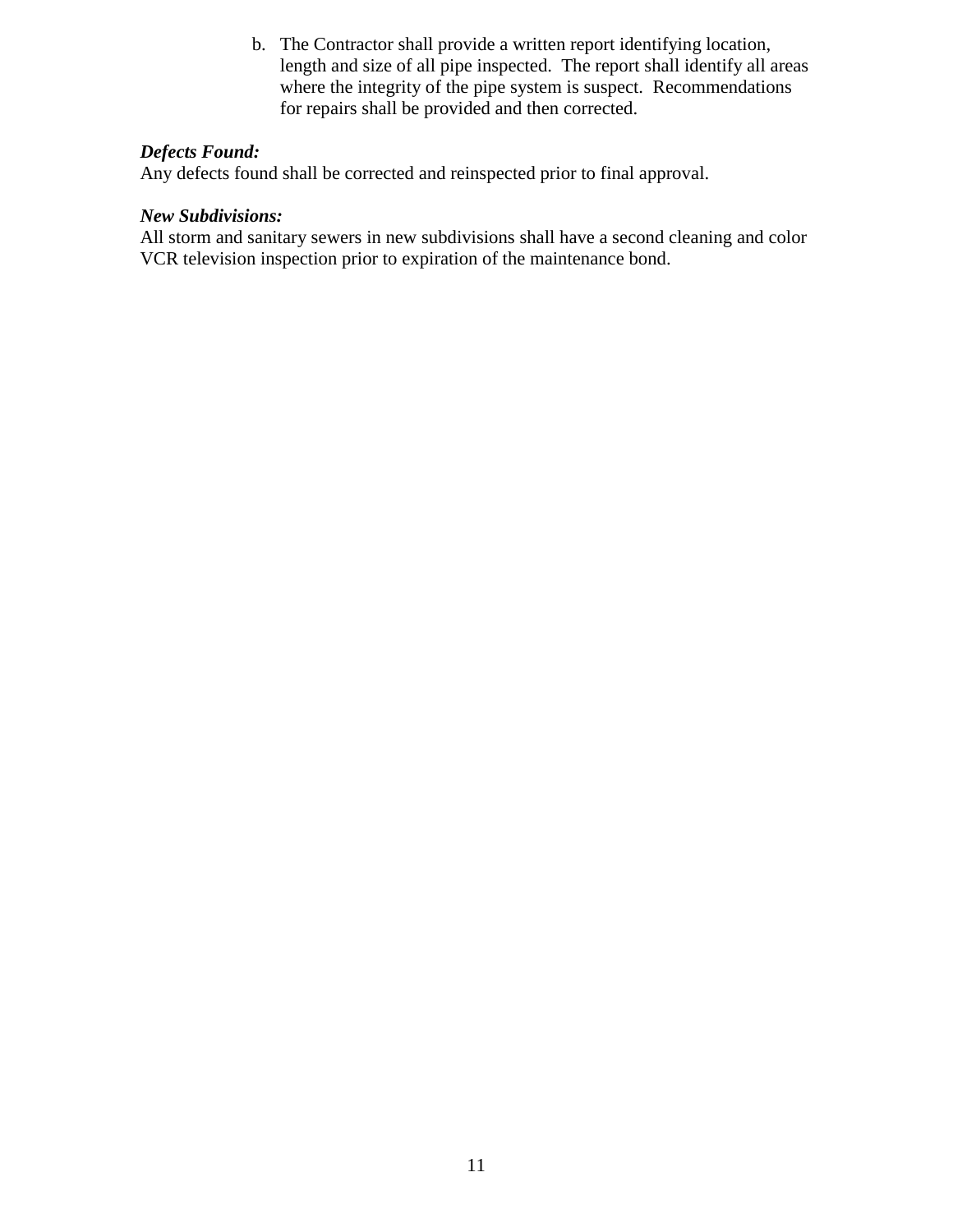b. The Contractor shall provide a written report identifying location, length and size of all pipe inspected. The report shall identify all areas where the integrity of the pipe system is suspect. Recommendations for repairs shall be provided and then corrected.

***Defects Found:***
Any defects found shall be corrected and reinspected prior to final approval.

***New Subdivisions:***
All storm and sanitary sewers in new subdivisions shall have a second cleaning and color VCR television inspection prior to expiration of the maintenance bond.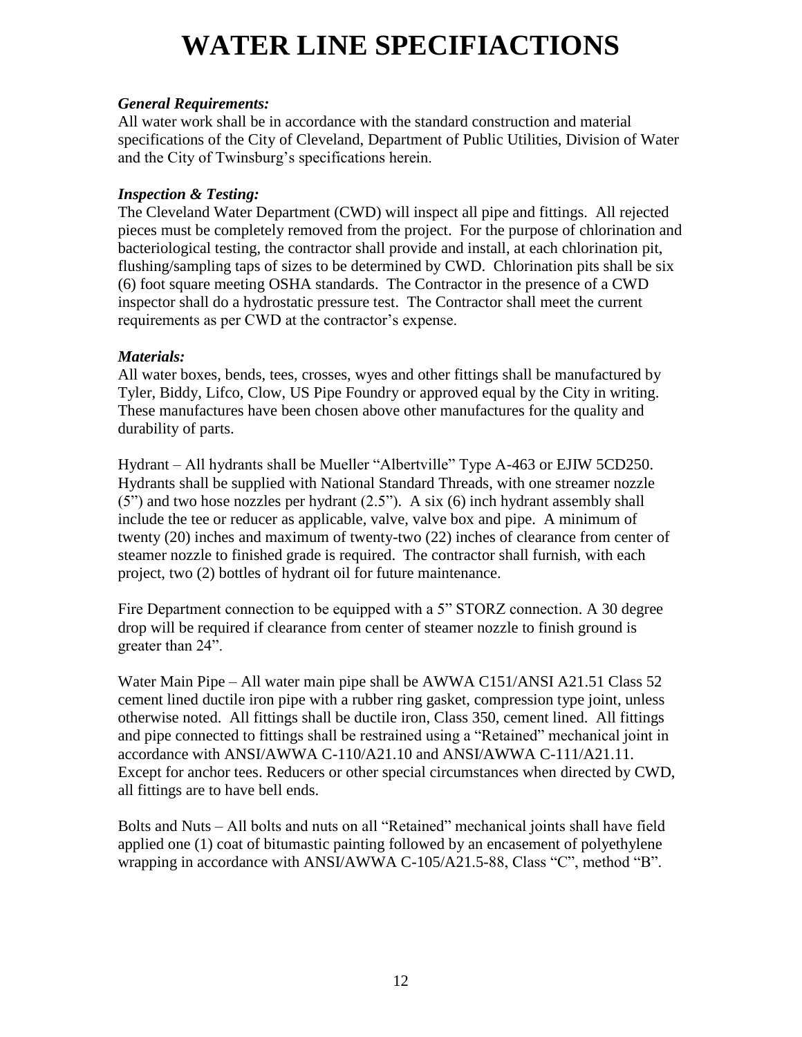# WATER LINE SPECIFIACTIONS

***General Requirements:***
All water work shall be in accordance with the standard construction and material specifications of the City of Cleveland, Department of Public Utilities, Division of Water and the City of Twinsburg's specifications herein.

***Inspection & Testing:***
The Cleveland Water Department (CWD) will inspect all pipe and fittings. All rejected pieces must be completely removed from the project. For the purpose of chlorination and bacteriological testing, the contractor shall provide and install, at each chlorination pit, flushing/sampling taps of sizes to be determined by CWD. Chlorination pits shall be six (6) foot square meeting OSHA standards. The Contractor in the presence of a CWD inspector shall do a hydrostatic pressure test. The Contractor shall meet the current requirements as per CWD at the contractor's expense.

***Materials:***
All water boxes, bends, tees, crosses, wyes and other fittings shall be manufactured by Tyler, Biddy, Lifco, Clow, US Pipe Foundry or approved equal by the City in writing. These manufactures have been chosen above other manufactures for the quality and durability of parts.

Hydrant – All hydrants shall be Mueller "Albertville" Type A-463 or EJIW 5CD250. Hydrants shall be supplied with National Standard Threads, with one streamer nozzle (5") and two hose nozzles per hydrant (2.5"). A six (6) inch hydrant assembly shall include the tee or reducer as applicable, valve, valve box and pipe. A minimum of twenty (20) inches and maximum of twenty-two (22) inches of clearance from center of steamer nozzle to finished grade is required. The contractor shall furnish, with each project, two (2) bottles of hydrant oil for future maintenance.

Fire Department connection to be equipped with a 5" STORZ connection. A 30 degree drop will be required if clearance from center of steamer nozzle to finish ground is greater than 24".

Water Main Pipe – All water main pipe shall be AWWA C151/ANSI A21.51 Class 52 cement lined ductile iron pipe with a rubber ring gasket, compression type joint, unless otherwise noted. All fittings shall be ductile iron, Class 350, cement lined. All fittings and pipe connected to fittings shall be restrained using a "Retained" mechanical joint in accordance with ANSI/AWWA C-110/A21.10 and ANSI/AWWA C-111/A21.11. Except for anchor tees. Reducers or other special circumstances when directed by CWD, all fittings are to have bell ends.

Bolts and Nuts – All bolts and nuts on all "Retained" mechanical joints shall have field applied one (1) coat of bitumastic painting followed by an encasement of polyethylene wrapping in accordance with ANSI/AWWA C-105/A21.5-88, Class "C", method "B".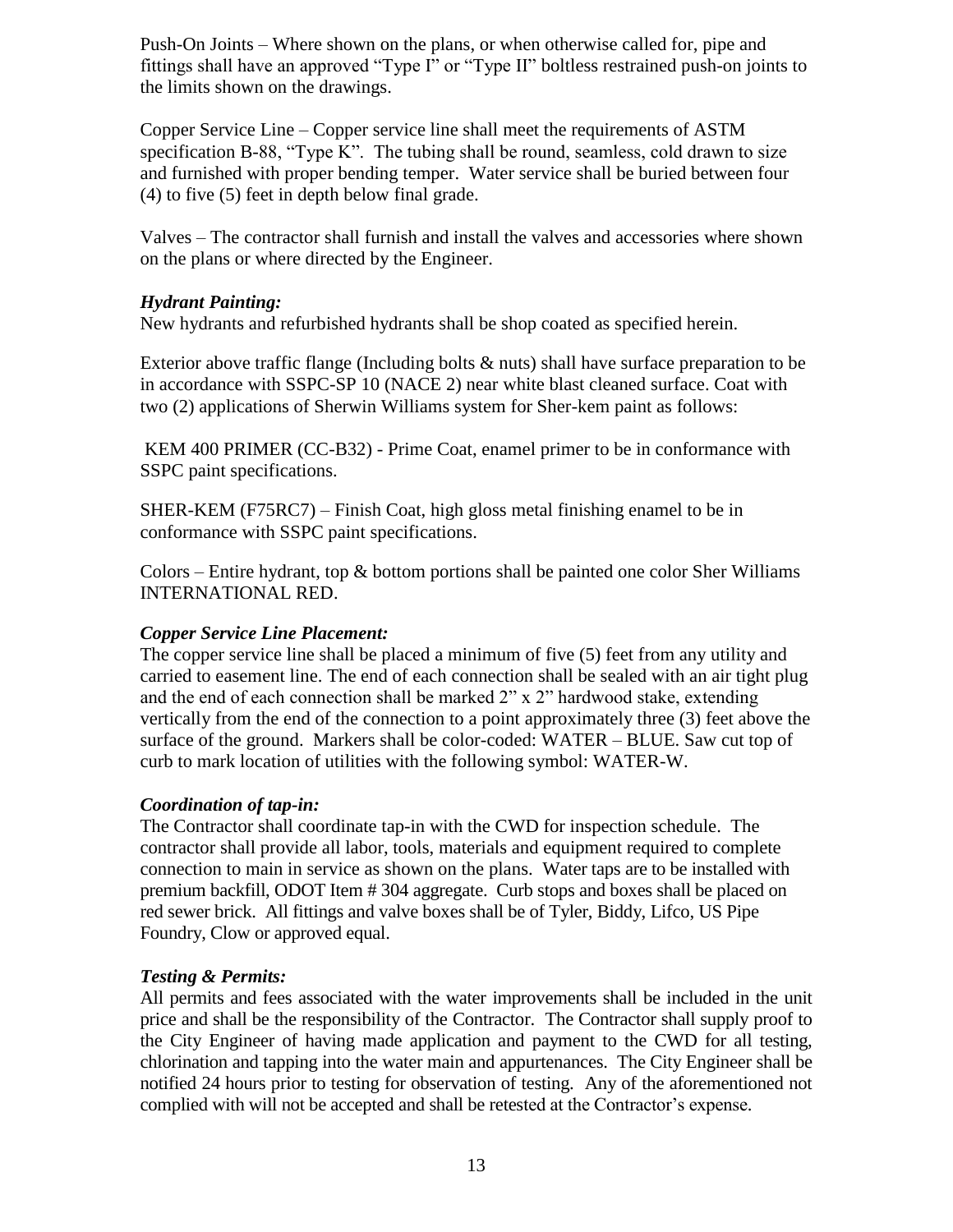Push-On Joints – Where shown on the plans, or when otherwise called for, pipe and fittings shall have an approved "Type I" or "Type II" boltless restrained push-on joints to the limits shown on the drawings.

Copper Service Line – Copper service line shall meet the requirements of ASTM specification B-88, "Type K". The tubing shall be round, seamless, cold drawn to size and furnished with proper bending temper. Water service shall be buried between four (4) to five (5) feet in depth below final grade.

Valves – The contractor shall furnish and install the valves and accessories where shown on the plans or where directed by the Engineer.

***Hydrant Painting:***
New hydrants and refurbished hydrants shall be shop coated as specified herein.

Exterior above traffic flange (Including bolts & nuts) shall have surface preparation to be in accordance with SSPC-SP 10 (NACE 2) near white blast cleaned surface. Coat with two (2) applications of Sherwin Williams system for Sher-kem paint as follows:

KEM 400 PRIMER (CC-B32) - Prime Coat, enamel primer to be in conformance with SSPC paint specifications.

SHER-KEM (F75RC7) – Finish Coat, high gloss metal finishing enamel to be in conformance with SSPC paint specifications.

Colors – Entire hydrant, top & bottom portions shall be painted one color Sher Williams INTERNATIONAL RED.

***Copper Service Line Placement:***
The copper service line shall be placed a minimum of five (5) feet from any utility and carried to easement line. The end of each connection shall be sealed with an air tight plug and the end of each connection shall be marked 2" x 2" hardwood stake, extending vertically from the end of the connection to a point approximately three (3) feet above the surface of the ground. Markers shall be color-coded: WATER – BLUE. Saw cut top of curb to mark location of utilities with the following symbol: WATER-W.

***Coordination of tap-in:***
The Contractor shall coordinate tap-in with the CWD for inspection schedule. The contractor shall provide all labor, tools, materials and equipment required to complete connection to main in service as shown on the plans. Water taps are to be installed with premium backfill, ODOT Item # 304 aggregate. Curb stops and boxes shall be placed on red sewer brick. All fittings and valve boxes shall be of Tyler, Biddy, Lifco, US Pipe Foundry, Clow or approved equal.

***Testing & Permits:***
All permits and fees associated with the water improvements shall be included in the unit price and shall be the responsibility of the Contractor. The Contractor shall supply proof to the City Engineer of having made application and payment to the CWD for all testing, chlorination and tapping into the water main and appurtenances. The City Engineer shall be notified 24 hours prior to testing for observation of testing. Any of the aforementioned not complied with will not be accepted and shall be retested at the Contractor's expense.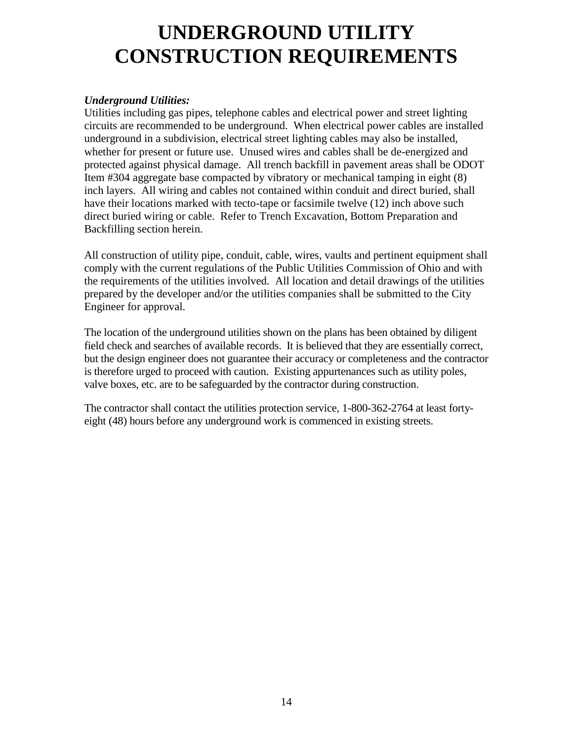# UNDERGROUND UTILITY CONSTRUCTION REQUIREMENTS

***Underground Utilities:***

Utilities including gas pipes, telephone cables and electrical power and street lighting circuits are recommended to be underground. When electrical power cables are installed underground in a subdivision, electrical street lighting cables may also be installed, whether for present or future use. Unused wires and cables shall be de-energized and protected against physical damage. All trench backfill in pavement areas shall be ODOT Item #304 aggregate base compacted by vibratory or mechanical tamping in eight (8) inch layers. All wiring and cables not contained within conduit and direct buried, shall have their locations marked with tecto-tape or facsimile twelve (12) inch above such direct buried wiring or cable. Refer to Trench Excavation, Bottom Preparation and Backfilling section herein.

All construction of utility pipe, conduit, cable, wires, vaults and pertinent equipment shall comply with the current regulations of the Public Utilities Commission of Ohio and with the requirements of the utilities involved. All location and detail drawings of the utilities prepared by the developer and/or the utilities companies shall be submitted to the City Engineer for approval.

The location of the underground utilities shown on the plans has been obtained by diligent field check and searches of available records. It is believed that they are essentially correct, but the design engineer does not guarantee their accuracy or completeness and the contractor is therefore urged to proceed with caution. Existing appurtenances such as utility poles, valve boxes, etc. are to be safeguarded by the contractor during construction.

The contractor shall contact the utilities protection service, 1-800-362-2764 at least forty-eight (48) hours before any underground work is commenced in existing streets.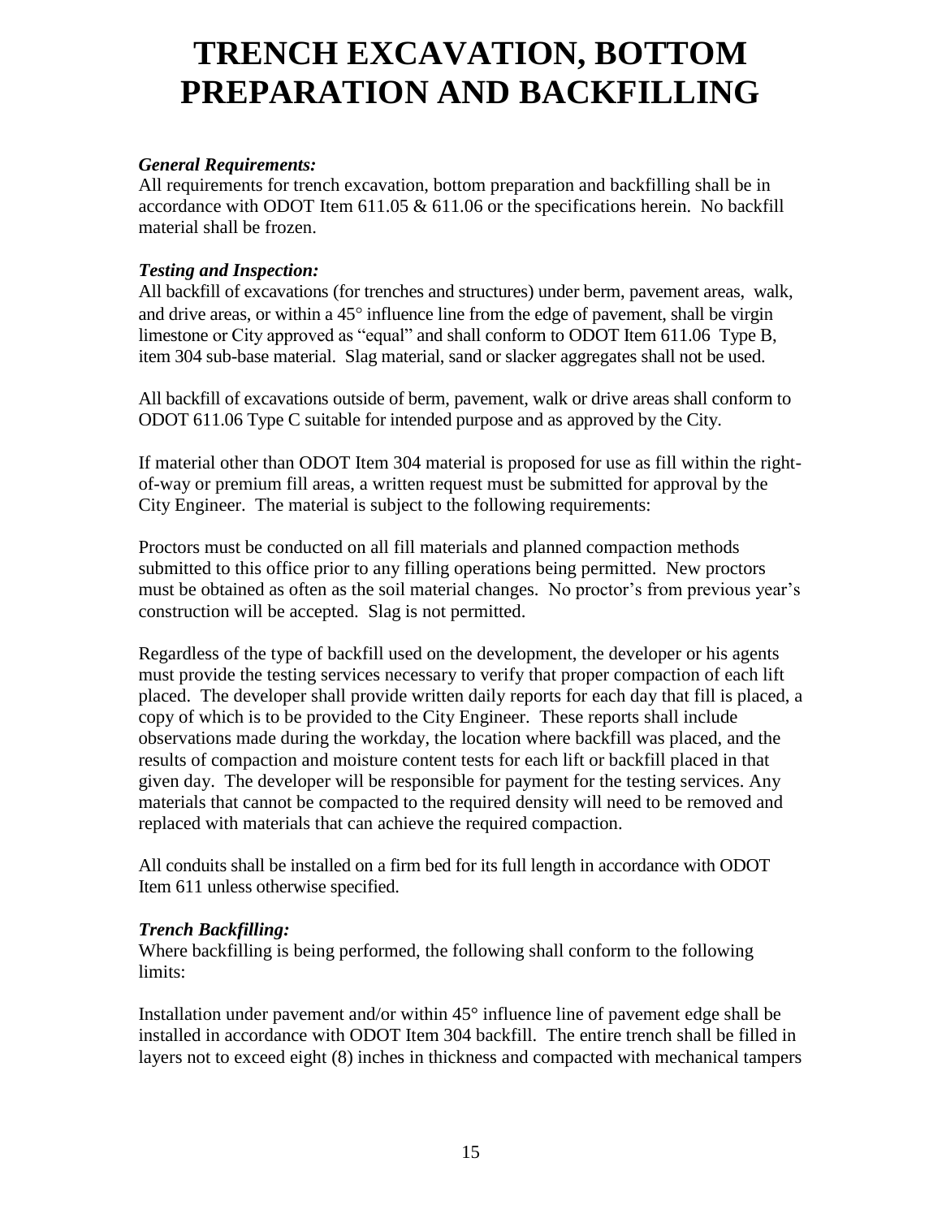# TRENCH EXCAVATION, BOTTOM PREPARATION AND BACKFILLING

***General Requirements:***
All requirements for trench excavation, bottom preparation and backfilling shall be in accordance with ODOT Item 611.05 & 611.06 or the specifications herein. No backfill material shall be frozen.

***Testing and Inspection:***
All backfill of excavations (for trenches and structures) under berm, pavement areas, walk, and drive areas, or within a 45° influence line from the edge of pavement, shall be virgin limestone or City approved as "equal" and shall conform to ODOT Item 611.06 Type B, item 304 sub-base material. Slag material, sand or slacker aggregates shall not be used.

All backfill of excavations outside of berm, pavement, walk or drive areas shall conform to ODOT 611.06 Type C suitable for intended purpose and as approved by the City.

If material other than ODOT Item 304 material is proposed for use as fill within the right-of-way or premium fill areas, a written request must be submitted for approval by the City Engineer. The material is subject to the following requirements:

Proctors must be conducted on all fill materials and planned compaction methods submitted to this office prior to any filling operations being permitted. New proctors must be obtained as often as the soil material changes. No proctor's from previous year's construction will be accepted. Slag is not permitted.

Regardless of the type of backfill used on the development, the developer or his agents must provide the testing services necessary to verify that proper compaction of each lift placed. The developer shall provide written daily reports for each day that fill is placed, a copy of which is to be provided to the City Engineer. These reports shall include observations made during the workday, the location where backfill was placed, and the results of compaction and moisture content tests for each lift or backfill placed in that given day. The developer will be responsible for payment for the testing services. Any materials that cannot be compacted to the required density will need to be removed and replaced with materials that can achieve the required compaction.

All conduits shall be installed on a firm bed for its full length in accordance with ODOT Item 611 unless otherwise specified.

***Trench Backfilling:***
Where backfilling is being performed, the following shall conform to the following limits:

Installation under pavement and/or within 45° influence line of pavement edge shall be installed in accordance with ODOT Item 304 backfill. The entire trench shall be filled in layers not to exceed eight (8) inches in thickness and compacted with mechanical tampers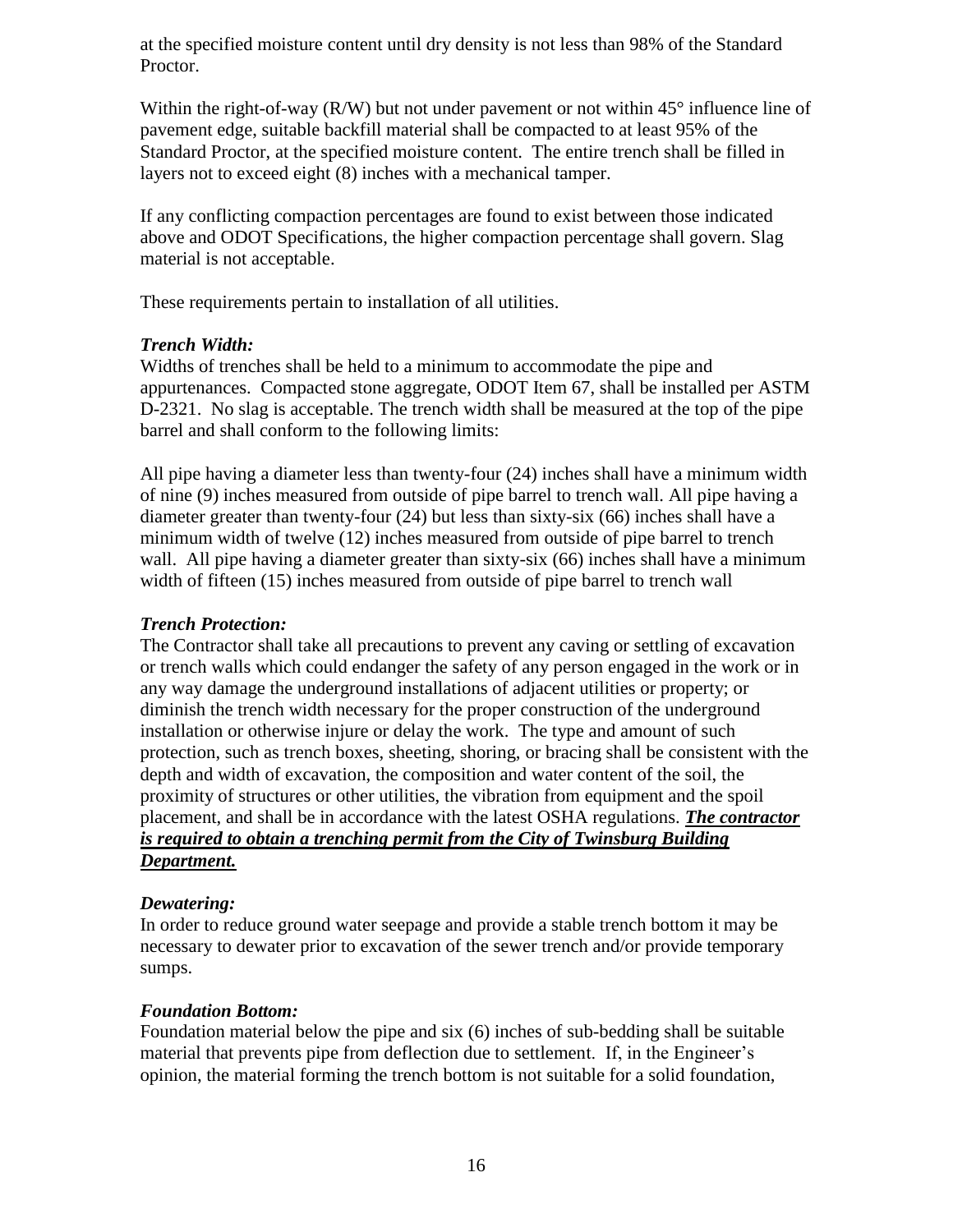at the specified moisture content until dry density is not less than 98% of the Standard Proctor.

Within the right-of-way (R/W) but not under pavement or not within 45° influence line of pavement edge, suitable backfill material shall be compacted to at least 95% of the Standard Proctor, at the specified moisture content. The entire trench shall be filled in layers not to exceed eight (8) inches with a mechanical tamper.

If any conflicting compaction percentages are found to exist between those indicated above and ODOT Specifications, the higher compaction percentage shall govern. Slag material is not acceptable.

These requirements pertain to installation of all utilities.

***Trench Width:***
Widths of trenches shall be held to a minimum to accommodate the pipe and appurtenances. Compacted stone aggregate, ODOT Item 67, shall be installed per ASTM D-2321. No slag is acceptable. The trench width shall be measured at the top of the pipe barrel and shall conform to the following limits:

All pipe having a diameter less than twenty-four (24) inches shall have a minimum width of nine (9) inches measured from outside of pipe barrel to trench wall. All pipe having a diameter greater than twenty-four (24) but less than sixty-six (66) inches shall have a minimum width of twelve (12) inches measured from outside of pipe barrel to trench wall. All pipe having a diameter greater than sixty-six (66) inches shall have a minimum width of fifteen (15) inches measured from outside of pipe barrel to trench wall

***Trench Protection:***
The Contractor shall take all precautions to prevent any caving or settling of excavation or trench walls which could endanger the safety of any person engaged in the work or in any way damage the underground installations of adjacent utilities or property; or diminish the trench width necessary for the proper construction of the underground installation or otherwise injure or delay the work. The type and amount of such protection, such as trench boxes, sheeting, shoring, or bracing shall be consistent with the depth and width of excavation, the composition and water content of the soil, the proximity of structures or other utilities, the vibration from equipment and the spoil placement, and shall be in accordance with the latest OSHA regulations. ***<u>The contractor is required to obtain a trenching permit from the City of Twinsburg Building Department.</u>***

***Dewatering:***
In order to reduce ground water seepage and provide a stable trench bottom it may be necessary to dewater prior to excavation of the sewer trench and/or provide temporary sumps.

***Foundation Bottom:***
Foundation material below the pipe and six (6) inches of sub-bedding shall be suitable material that prevents pipe from deflection due to settlement. If, in the Engineer's opinion, the material forming the trench bottom is not suitable for a solid foundation,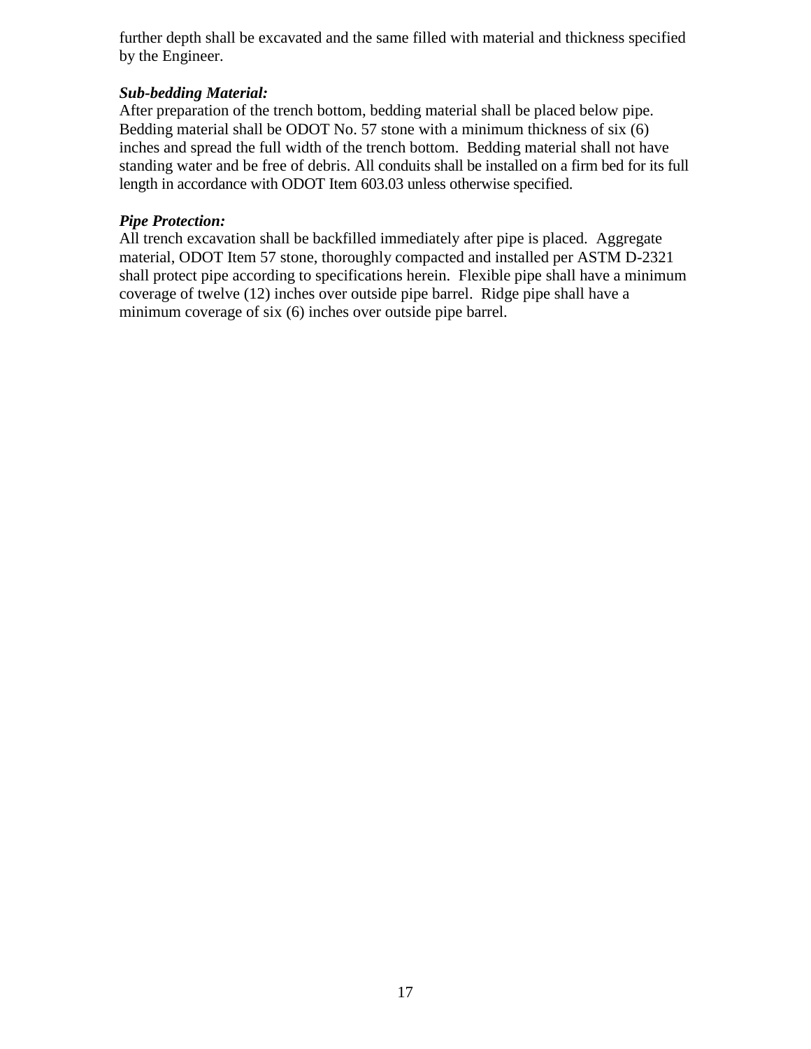further depth shall be excavated and the same filled with material and thickness specified by the Engineer.

***Sub-bedding Material:***
After preparation of the trench bottom, bedding material shall be placed below pipe. Bedding material shall be ODOT No. 57 stone with a minimum thickness of six (6) inches and spread the full width of the trench bottom. Bedding material shall not have standing water and be free of debris. All conduits shall be installed on a firm bed for its full length in accordance with ODOT Item 603.03 unless otherwise specified.

***Pipe Protection:***
All trench excavation shall be backfilled immediately after pipe is placed. Aggregate material, ODOT Item 57 stone, thoroughly compacted and installed per ASTM D-2321 shall protect pipe according to specifications herein. Flexible pipe shall have a minimum coverage of twelve (12) inches over outside pipe barrel. Ridge pipe shall have a minimum coverage of six (6) inches over outside pipe barrel.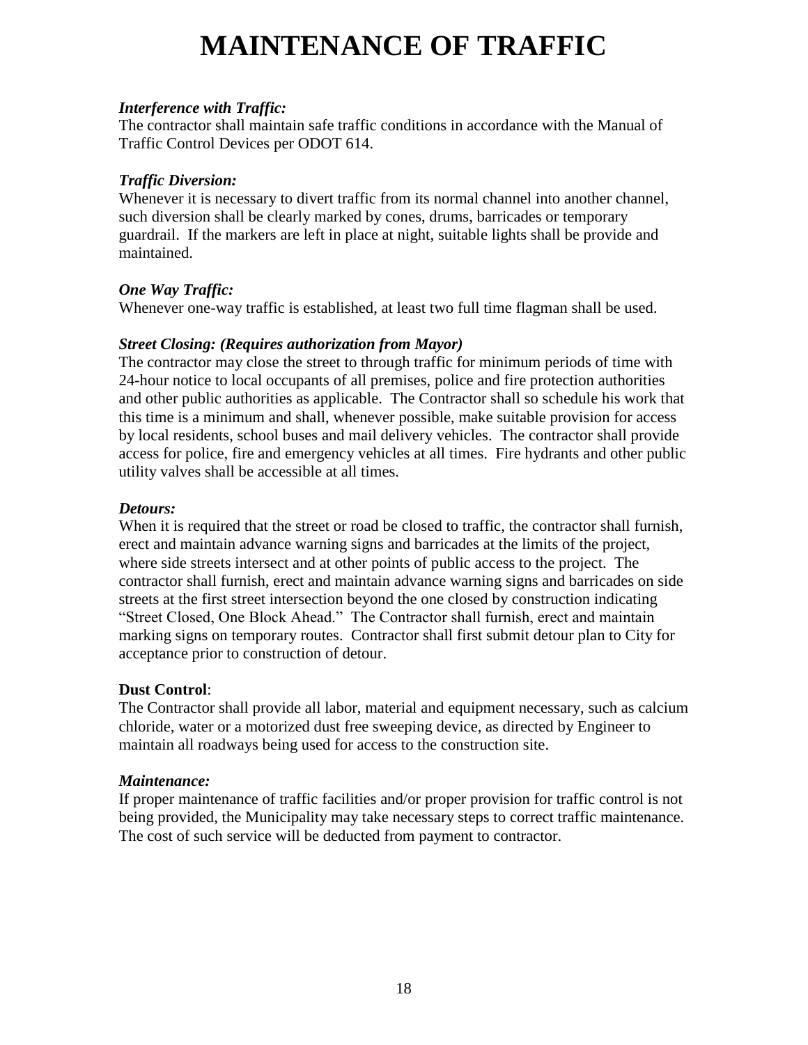# MAINTENANCE OF TRAFFIC

***Interference with Traffic:***
The contractor shall maintain safe traffic conditions in accordance with the Manual of Traffic Control Devices per ODOT 614.

***Traffic Diversion:***
Whenever it is necessary to divert traffic from its normal channel into another channel, such diversion shall be clearly marked by cones, drums, barricades or temporary guardrail. If the markers are left in place at night, suitable lights shall be provide and maintained.

***One Way Traffic:***
Whenever one-way traffic is established, at least two full time flagman shall be used.

***Street Closing: (Requires authorization from Mayor)***
The contractor may close the street to through traffic for minimum periods of time with 24-hour notice to local occupants of all premises, police and fire protection authorities and other public authorities as applicable. The Contractor shall so schedule his work that this time is a minimum and shall, whenever possible, make suitable provision for access by local residents, school buses and mail delivery vehicles. The contractor shall provide access for police, fire and emergency vehicles at all times. Fire hydrants and other public utility valves shall be accessible at all times.

***Detours:***
When it is required that the street or road be closed to traffic, the contractor shall furnish, erect and maintain advance warning signs and barricades at the limits of the project, where side streets intersect and at other points of public access to the project. The contractor shall furnish, erect and maintain advance warning signs and barricades on side streets at the first street intersection beyond the one closed by construction indicating "Street Closed, One Block Ahead." The Contractor shall furnish, erect and maintain marking signs on temporary routes. Contractor shall first submit detour plan to City for acceptance prior to construction of detour.

**Dust Control**:
The Contractor shall provide all labor, material and equipment necessary, such as calcium chloride, water or a motorized dust free sweeping device, as directed by Engineer to maintain all roadways being used for access to the construction site.

***Maintenance:***
If proper maintenance of traffic facilities and/or proper provision for traffic control is not being provided, the Municipality may take necessary steps to correct traffic maintenance. The cost of such service will be deducted from payment to contractor.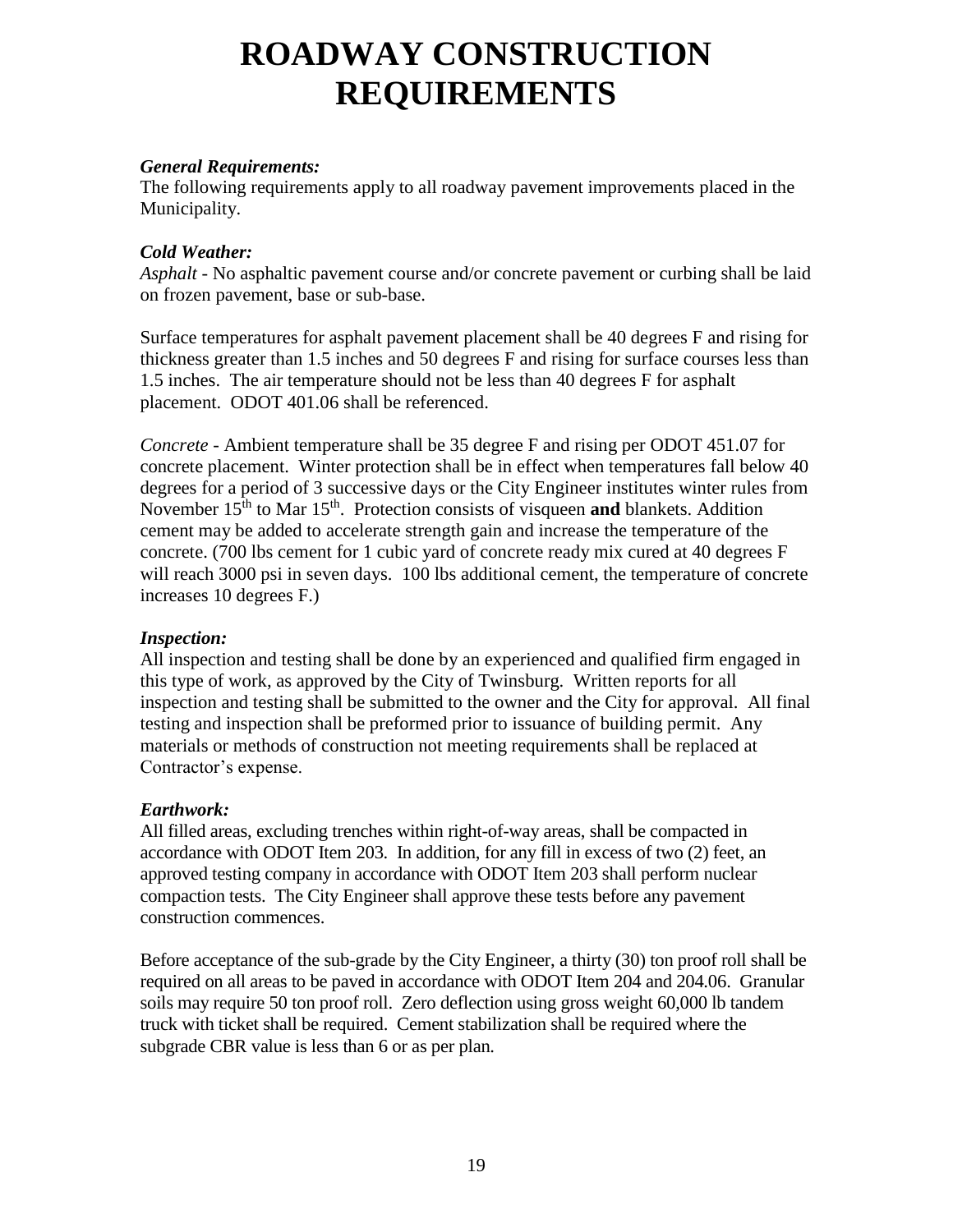# ROADWAY CONSTRUCTION REQUIREMENTS

***General Requirements:***
The following requirements apply to all roadway pavement improvements placed in the Municipality.

***Cold Weather:***
*Asphalt* - No asphaltic pavement course and/or concrete pavement or curbing shall be laid on frozen pavement, base or sub-base.

Surface temperatures for asphalt pavement placement shall be 40 degrees F and rising for thickness greater than 1.5 inches and 50 degrees F and rising for surface courses less than 1.5 inches. The air temperature should not be less than 40 degrees F for asphalt placement. ODOT 401.06 shall be referenced.

*Concrete* - Ambient temperature shall be 35 degree F and rising per ODOT 451.07 for concrete placement. Winter protection shall be in effect when temperatures fall below 40 degrees for a period of 3 successive days or the City Engineer institutes winter rules from November 15th to Mar 15th. Protection consists of visqueen **and** blankets. Addition cement may be added to accelerate strength gain and increase the temperature of the concrete. (700 lbs cement for 1 cubic yard of concrete ready mix cured at 40 degrees F will reach 3000 psi in seven days. 100 lbs additional cement, the temperature of concrete increases 10 degrees F.)

***Inspection:***
All inspection and testing shall be done by an experienced and qualified firm engaged in this type of work, as approved by the City of Twinsburg. Written reports for all inspection and testing shall be submitted to the owner and the City for approval. All final testing and inspection shall be preformed prior to issuance of building permit. Any materials or methods of construction not meeting requirements shall be replaced at Contractor's expense.

***Earthwork:***
All filled areas, excluding trenches within right-of-way areas, shall be compacted in accordance with ODOT Item 203. In addition, for any fill in excess of two (2) feet, an approved testing company in accordance with ODOT Item 203 shall perform nuclear compaction tests. The City Engineer shall approve these tests before any pavement construction commences.

Before acceptance of the sub-grade by the City Engineer, a thirty (30) ton proof roll shall be required on all areas to be paved in accordance with ODOT Item 204 and 204.06. Granular soils may require 50 ton proof roll. Zero deflection using gross weight 60,000 lb tandem truck with ticket shall be required. Cement stabilization shall be required where the subgrade CBR value is less than 6 or as per plan.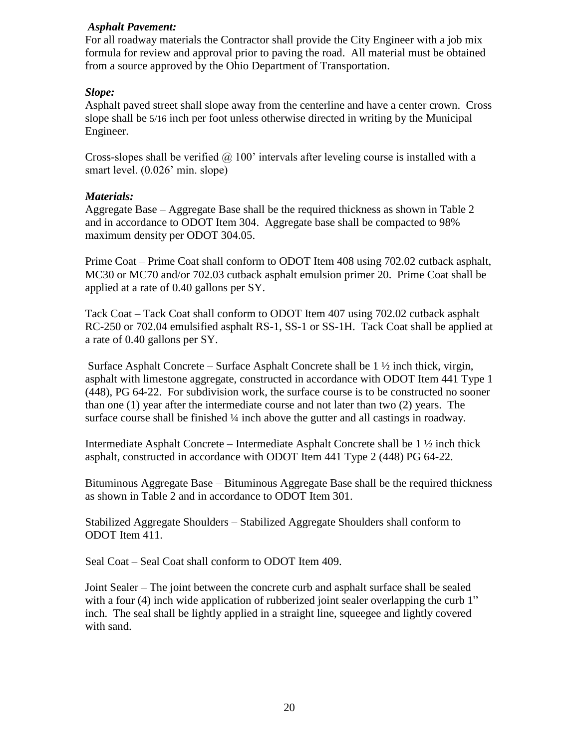***Asphalt Pavement:***

For all roadway materials the Contractor shall provide the City Engineer with a job mix formula for review and approval prior to paving the road. All material must be obtained from a source approved by the Ohio Department of Transportation.

***Slope:***

Asphalt paved street shall slope away from the centerline and have a center crown. Cross slope shall be 5/16 inch per foot unless otherwise directed in writing by the Municipal Engineer.

Cross-slopes shall be verified @ 100' intervals after leveling course is installed with a smart level. (0.026' min. slope)

***Materials:***

Aggregate Base – Aggregate Base shall be the required thickness as shown in Table 2 and in accordance to ODOT Item 304. Aggregate base shall be compacted to 98% maximum density per ODOT 304.05.

Prime Coat – Prime Coat shall conform to ODOT Item 408 using 702.02 cutback asphalt, MC30 or MC70 and/or 702.03 cutback asphalt emulsion primer 20. Prime Coat shall be applied at a rate of 0.40 gallons per SY.

Tack Coat – Tack Coat shall conform to ODOT Item 407 using 702.02 cutback asphalt RC-250 or 702.04 emulsified asphalt RS-1, SS-1 or SS-1H. Tack Coat shall be applied at a rate of 0.40 gallons per SY.

Surface Asphalt Concrete – Surface Asphalt Concrete shall be 1 ½ inch thick, virgin, asphalt with limestone aggregate, constructed in accordance with ODOT Item 441 Type 1 (448), PG 64-22. For subdivision work, the surface course is to be constructed no sooner than one (1) year after the intermediate course and not later than two (2) years. The surface course shall be finished ¼ inch above the gutter and all castings in roadway.

Intermediate Asphalt Concrete – Intermediate Asphalt Concrete shall be 1 ½ inch thick asphalt, constructed in accordance with ODOT Item 441 Type 2 (448) PG 64-22.

Bituminous Aggregate Base – Bituminous Aggregate Base shall be the required thickness as shown in Table 2 and in accordance to ODOT Item 301.

Stabilized Aggregate Shoulders – Stabilized Aggregate Shoulders shall conform to ODOT Item 411.

Seal Coat – Seal Coat shall conform to ODOT Item 409.

Joint Sealer – The joint between the concrete curb and asphalt surface shall be sealed with a four (4) inch wide application of rubberized joint sealer overlapping the curb 1" inch. The seal shall be lightly applied in a straight line, squeegee and lightly covered with sand.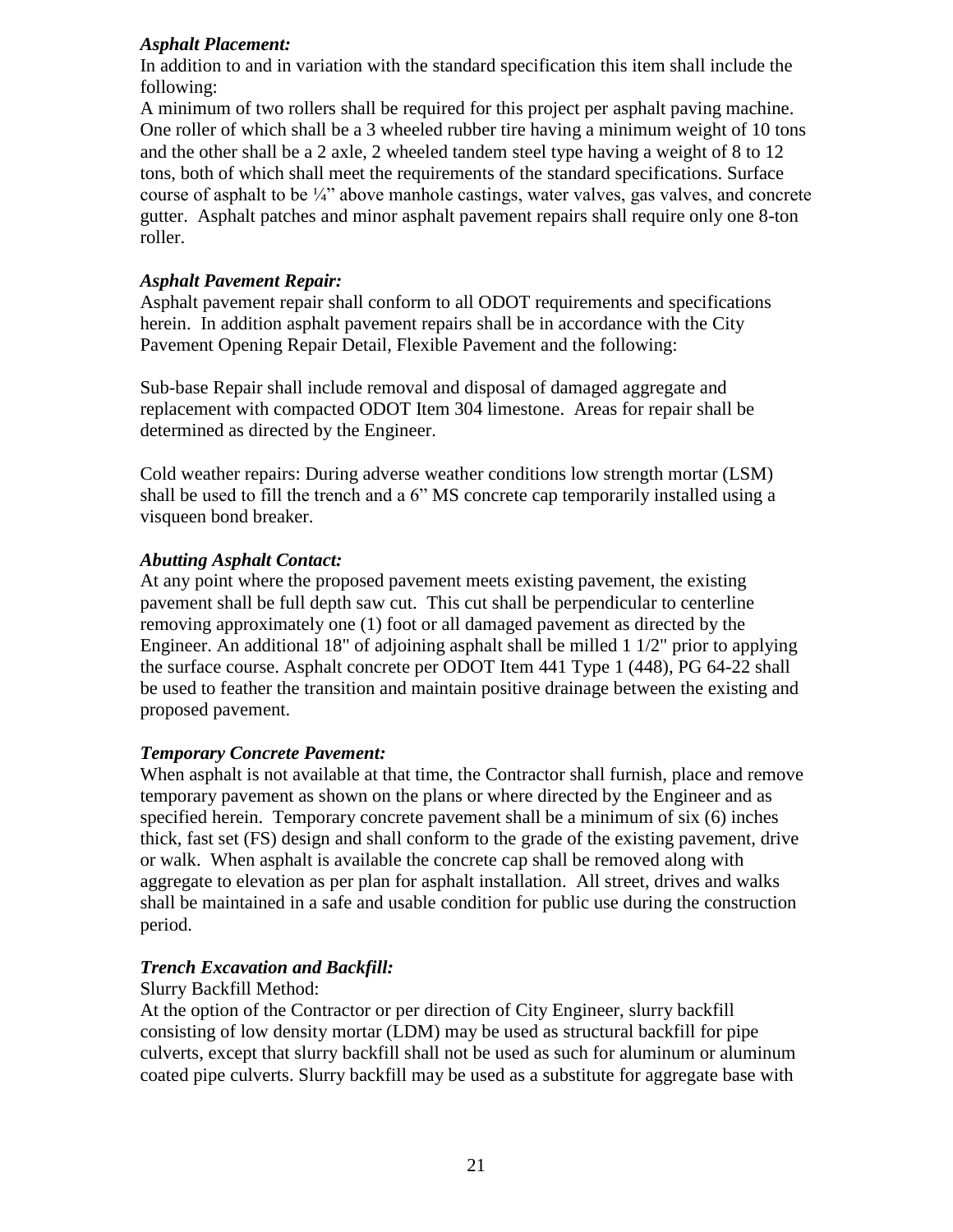***Asphalt Placement:***

In addition to and in variation with the standard specification this item shall include the following:

A minimum of two rollers shall be required for this project per asphalt paving machine. One roller of which shall be a 3 wheeled rubber tire having a minimum weight of 10 tons and the other shall be a 2 axle, 2 wheeled tandem steel type having a weight of 8 to 12 tons, both of which shall meet the requirements of the standard specifications. Surface course of asphalt to be ¼" above manhole castings, water valves, gas valves, and concrete gutter. Asphalt patches and minor asphalt pavement repairs shall require only one 8-ton roller.

***Asphalt Pavement Repair:***

Asphalt pavement repair shall conform to all ODOT requirements and specifications herein. In addition asphalt pavement repairs shall be in accordance with the City Pavement Opening Repair Detail, Flexible Pavement and the following:

Sub-base Repair shall include removal and disposal of damaged aggregate and replacement with compacted ODOT Item 304 limestone. Areas for repair shall be determined as directed by the Engineer.

Cold weather repairs: During adverse weather conditions low strength mortar (LSM) shall be used to fill the trench and a 6" MS concrete cap temporarily installed using a visqueen bond breaker.

***Abutting Asphalt Contact:***

At any point where the proposed pavement meets existing pavement, the existing pavement shall be full depth saw cut. This cut shall be perpendicular to centerline removing approximately one (1) foot or all damaged pavement as directed by the Engineer. An additional 18" of adjoining asphalt shall be milled 1 1/2" prior to applying the surface course. Asphalt concrete per ODOT Item 441 Type 1 (448), PG 64-22 shall be used to feather the transition and maintain positive drainage between the existing and proposed pavement.

***Temporary Concrete Pavement:***

When asphalt is not available at that time, the Contractor shall furnish, place and remove temporary pavement as shown on the plans or where directed by the Engineer and as specified herein. Temporary concrete pavement shall be a minimum of six (6) inches thick, fast set (FS) design and shall conform to the grade of the existing pavement, drive or walk. When asphalt is available the concrete cap shall be removed along with aggregate to elevation as per plan for asphalt installation. All street, drives and walks shall be maintained in a safe and usable condition for public use during the construction period.

***Trench Excavation and Backfill:***

Slurry Backfill Method:

At the option of the Contractor or per direction of City Engineer, slurry backfill consisting of low density mortar (LDM) may be used as structural backfill for pipe culverts, except that slurry backfill shall not be used as such for aluminum or aluminum coated pipe culverts. Slurry backfill may be used as a substitute for aggregate base with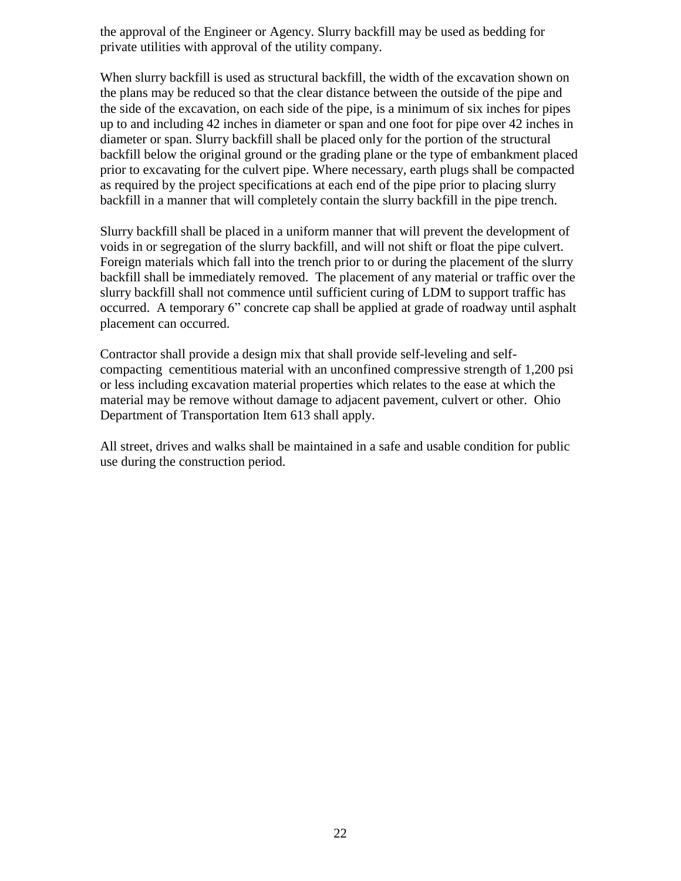the approval of the Engineer or Agency. Slurry backfill may be used as bedding for private utilities with approval of the utility company.

When slurry backfill is used as structural backfill, the width of the excavation shown on the plans may be reduced so that the clear distance between the outside of the pipe and the side of the excavation, on each side of the pipe, is a minimum of six inches for pipes up to and including 42 inches in diameter or span and one foot for pipe over 42 inches in diameter or span. Slurry backfill shall be placed only for the portion of the structural backfill below the original ground or the grading plane or the type of embankment placed prior to excavating for the culvert pipe. Where necessary, earth plugs shall be compacted as required by the project specifications at each end of the pipe prior to placing slurry backfill in a manner that will completely contain the slurry backfill in the pipe trench.

Slurry backfill shall be placed in a uniform manner that will prevent the development of voids in or segregation of the slurry backfill, and will not shift or float the pipe culvert. Foreign materials which fall into the trench prior to or during the placement of the slurry backfill shall be immediately removed. The placement of any material or traffic over the slurry backfill shall not commence until sufficient curing of LDM to support traffic has occurred. A temporary 6" concrete cap shall be applied at grade of roadway until asphalt placement can occurred.

Contractor shall provide a design mix that shall provide self-leveling and self-compacting cementitious material with an unconfined compressive strength of 1,200 psi or less including excavation material properties which relates to the ease at which the material may be remove without damage to adjacent pavement, culvert or other. Ohio Department of Transportation Item 613 shall apply.

All street, drives and walks shall be maintained in a safe and usable condition for public use during the construction period.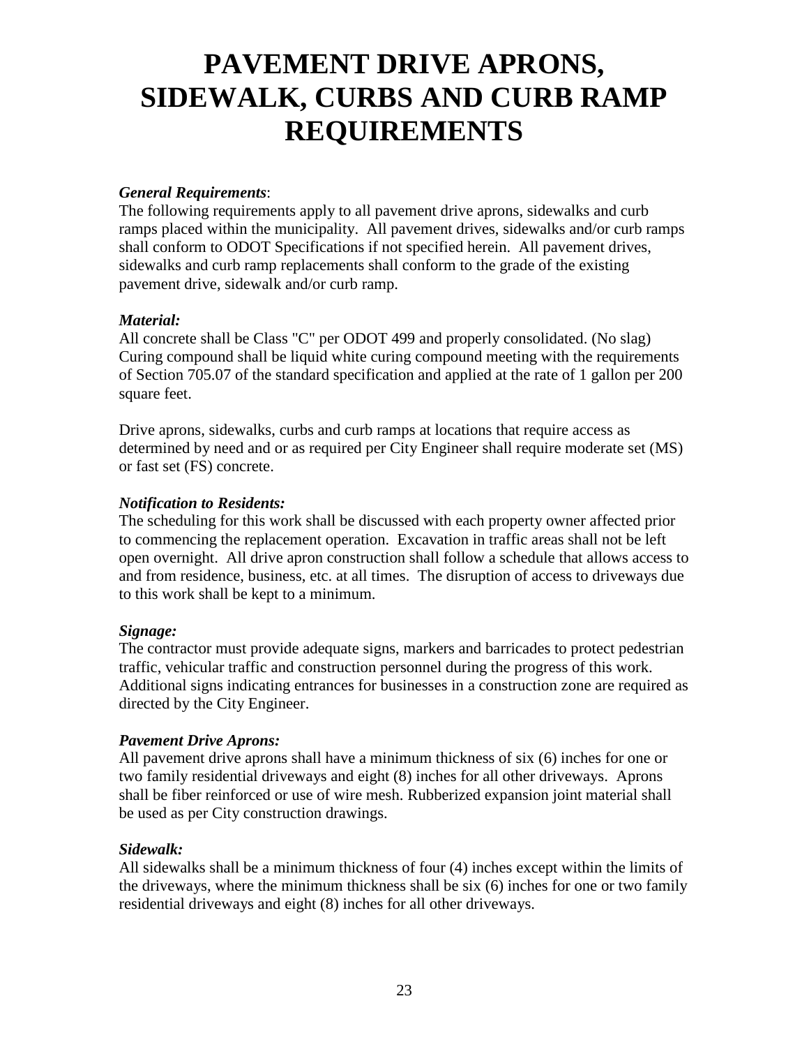# PAVEMENT DRIVE APRONS, SIDEWALK, CURBS AND CURB RAMP REQUIREMENTS

***General Requirements***:
The following requirements apply to all pavement drive aprons, sidewalks and curb ramps placed within the municipality. All pavement drives, sidewalks and/or curb ramps shall conform to ODOT Specifications if not specified herein. All pavement drives, sidewalks and curb ramp replacements shall conform to the grade of the existing pavement drive, sidewalk and/or curb ramp.

***Material:***
All concrete shall be Class "C" per ODOT 499 and properly consolidated. (No slag) Curing compound shall be liquid white curing compound meeting with the requirements of Section 705.07 of the standard specification and applied at the rate of 1 gallon per 200 square feet.

Drive aprons, sidewalks, curbs and curb ramps at locations that require access as determined by need and or as required per City Engineer shall require moderate set (MS) or fast set (FS) concrete.

***Notification to Residents:***
The scheduling for this work shall be discussed with each property owner affected prior to commencing the replacement operation. Excavation in traffic areas shall not be left open overnight. All drive apron construction shall follow a schedule that allows access to and from residence, business, etc. at all times. The disruption of access to driveways due to this work shall be kept to a minimum.

***Signage:***
The contractor must provide adequate signs, markers and barricades to protect pedestrian traffic, vehicular traffic and construction personnel during the progress of this work. Additional signs indicating entrances for businesses in a construction zone are required as directed by the City Engineer.

***Pavement Drive Aprons:***
All pavement drive aprons shall have a minimum thickness of six (6) inches for one or two family residential driveways and eight (8) inches for all other driveways. Aprons shall be fiber reinforced or use of wire mesh. Rubberized expansion joint material shall be used as per City construction drawings.

***Sidewalk:***
All sidewalks shall be a minimum thickness of four (4) inches except within the limits of the driveways, where the minimum thickness shall be six (6) inches for one or two family residential driveways and eight (8) inches for all other driveways.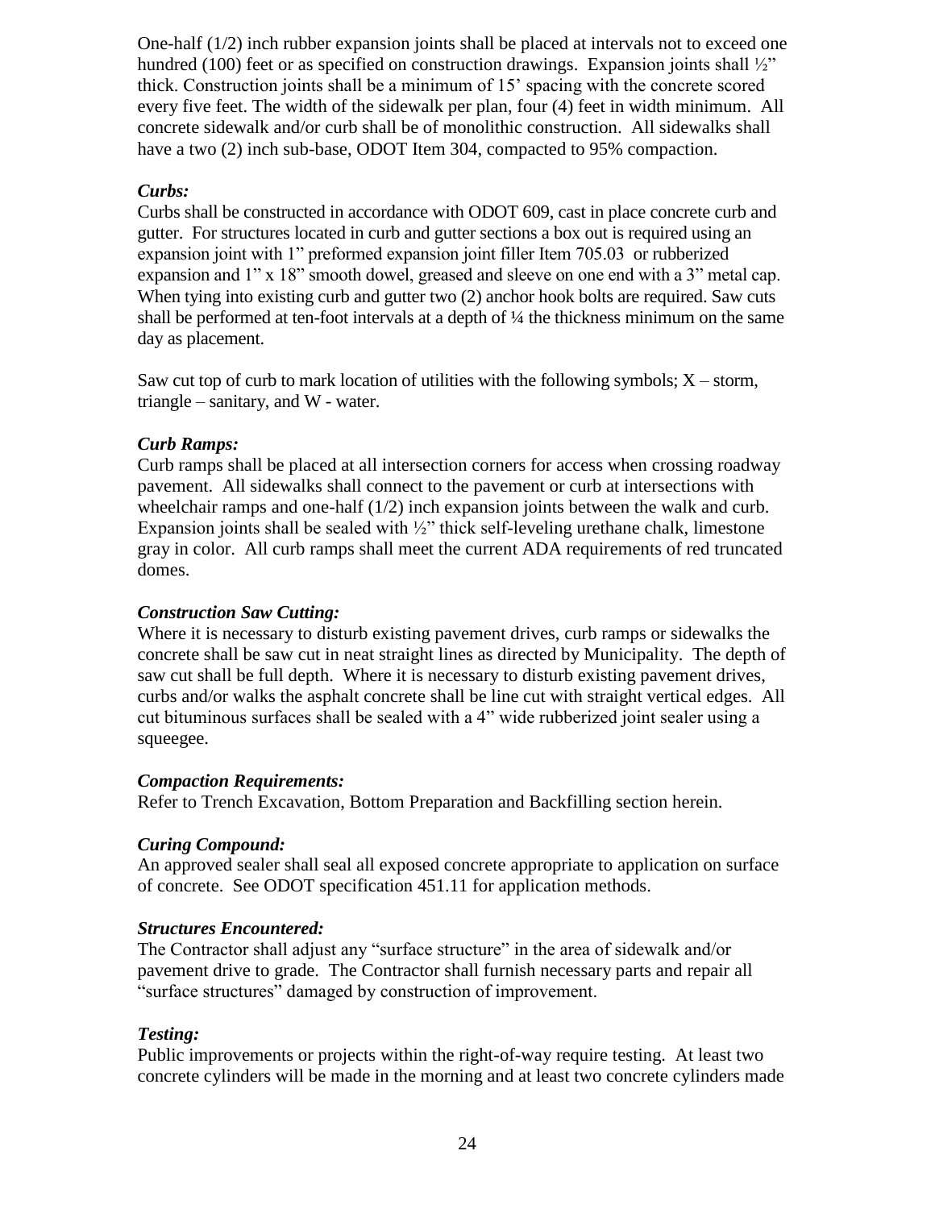One-half (1/2) inch rubber expansion joints shall be placed at intervals not to exceed one hundred (100) feet or as specified on construction drawings. Expansion joints shall ½" thick. Construction joints shall be a minimum of 15' spacing with the concrete scored every five feet. The width of the sidewalk per plan, four (4) feet in width minimum. All concrete sidewalk and/or curb shall be of monolithic construction. All sidewalks shall have a two (2) inch sub-base, ODOT Item 304, compacted to 95% compaction.

***Curbs:***
Curbs shall be constructed in accordance with ODOT 609, cast in place concrete curb and gutter. For structures located in curb and gutter sections a box out is required using an expansion joint with 1" preformed expansion joint filler Item 705.03 or rubberized expansion and 1" x 18" smooth dowel, greased and sleeve on one end with a 3" metal cap. When tying into existing curb and gutter two (2) anchor hook bolts are required. Saw cuts shall be performed at ten-foot intervals at a depth of ¼ the thickness minimum on the same day as placement.

Saw cut top of curb to mark location of utilities with the following symbols; X – storm, triangle – sanitary, and W - water.

***Curb Ramps:***
Curb ramps shall be placed at all intersection corners for access when crossing roadway pavement. All sidewalks shall connect to the pavement or curb at intersections with wheelchair ramps and one-half (1/2) inch expansion joints between the walk and curb. Expansion joints shall be sealed with ½" thick self-leveling urethane chalk, limestone gray in color. All curb ramps shall meet the current ADA requirements of red truncated domes.

***Construction Saw Cutting:***
Where it is necessary to disturb existing pavement drives, curb ramps or sidewalks the concrete shall be saw cut in neat straight lines as directed by Municipality. The depth of saw cut shall be full depth. Where it is necessary to disturb existing pavement drives, curbs and/or walks the asphalt concrete shall be line cut with straight vertical edges. All cut bituminous surfaces shall be sealed with a 4" wide rubberized joint sealer using a squeegee.

***Compaction Requirements:***
Refer to Trench Excavation, Bottom Preparation and Backfilling section herein.

***Curing Compound:***
An approved sealer shall seal all exposed concrete appropriate to application on surface of concrete. See ODOT specification 451.11 for application methods.

***Structures Encountered:***
The Contractor shall adjust any "surface structure" in the area of sidewalk and/or pavement drive to grade. The Contractor shall furnish necessary parts and repair all "surface structures" damaged by construction of improvement.

***Testing:***
Public improvements or projects within the right-of-way require testing. At least two concrete cylinders will be made in the morning and at least two concrete cylinders made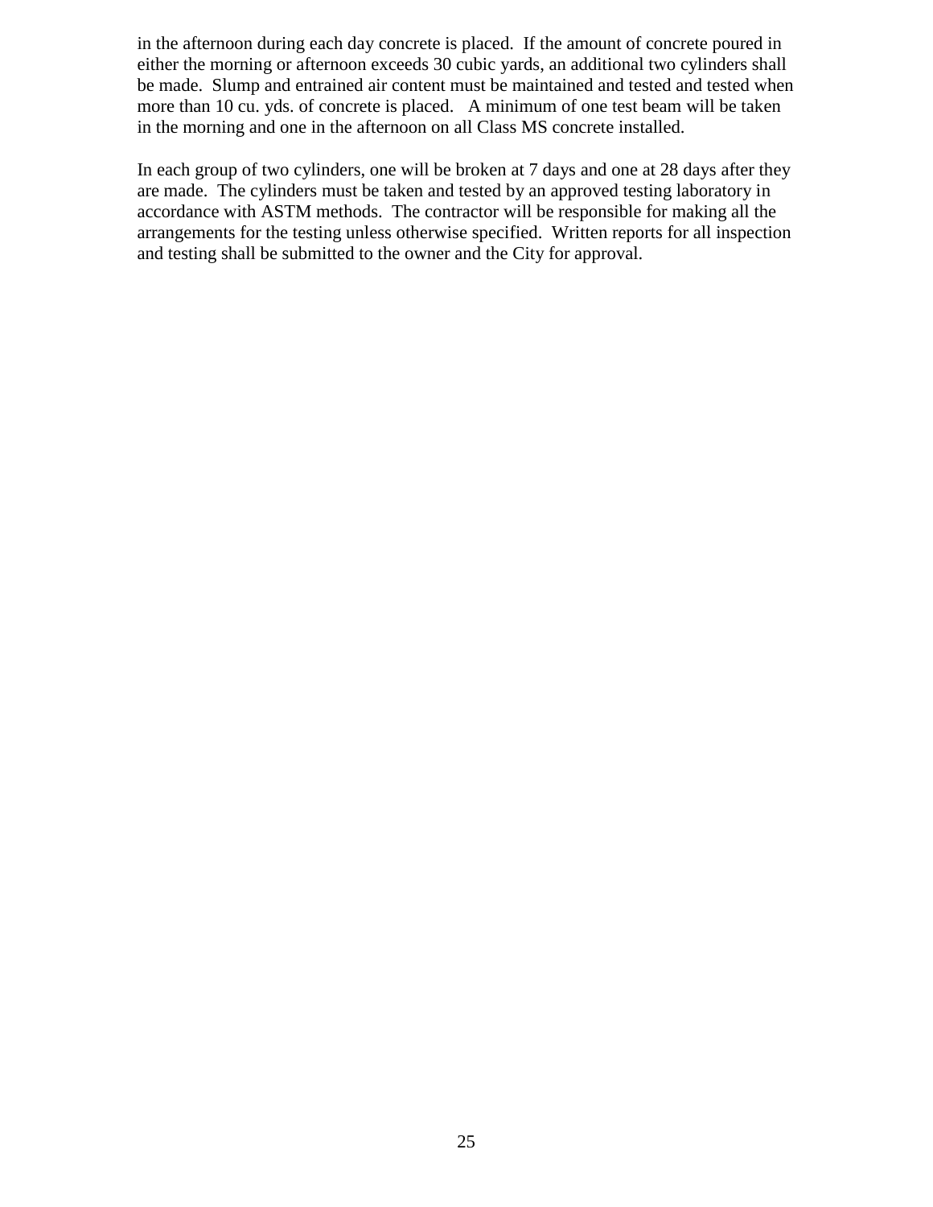in the afternoon during each day concrete is placed. If the amount of concrete poured in either the morning or afternoon exceeds 30 cubic yards, an additional two cylinders shall be made. Slump and entrained air content must be maintained and tested and tested when more than 10 cu. yds. of concrete is placed. A minimum of one test beam will be taken in the morning and one in the afternoon on all Class MS concrete installed.

In each group of two cylinders, one will be broken at 7 days and one at 28 days after they are made. The cylinders must be taken and tested by an approved testing laboratory in accordance with ASTM methods. The contractor will be responsible for making all the arrangements for the testing unless otherwise specified. Written reports for all inspection and testing shall be submitted to the owner and the City for approval.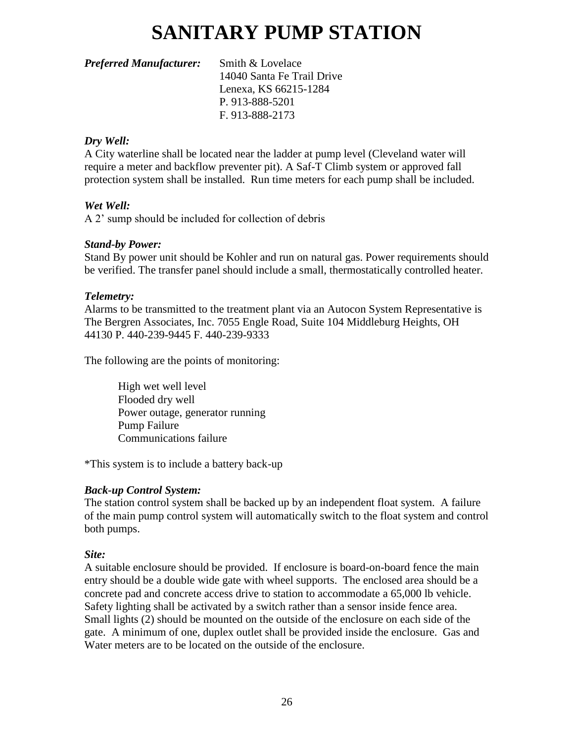# SANITARY PUMP STATION

***Preferred Manufacturer:*** Smith & Lovelace
14040 Santa Fe Trail Drive
Lenexa, KS 66215-1284
P. 913-888-5201
F. 913-888-2173

***Dry Well:***
A City waterline shall be located near the ladder at pump level (Cleveland water will require a meter and backflow preventer pit). A Saf-T Climb system or approved fall protection system shall be installed. Run time meters for each pump shall be included.

***Wet Well:***
A 2' sump should be included for collection of debris

***Stand-by Power:***
Stand By power unit should be Kohler and run on natural gas. Power requirements should be verified. The transfer panel should include a small, thermostatically controlled heater.

***Telemetry:***
Alarms to be transmitted to the treatment plant via an Autocon System Representative is The Bergren Associates, Inc. 7055 Engle Road, Suite 104 Middleburg Heights, OH 44130 P. 440-239-9445 F. 440-239-9333

The following are the points of monitoring:

- High wet well level
- Flooded dry well
- Power outage, generator running
- Pump Failure
- Communications failure

*This system is to include a battery back-up

***Back-up Control System:***
The station control system shall be backed up by an independent float system. A failure of the main pump control system will automatically switch to the float system and control both pumps.

***Site:***
A suitable enclosure should be provided. If enclosure is board-on-board fence the main entry should be a double wide gate with wheel supports. The enclosed area should be a concrete pad and concrete access drive to station to accommodate a 65,000 lb vehicle. Safety lighting shall be activated by a switch rather than a sensor inside fence area. Small lights (2) should be mounted on the outside of the enclosure on each side of the gate. A minimum of one, duplex outlet shall be provided inside the enclosure. Gas and Water meters are to be located on the outside of the enclosure.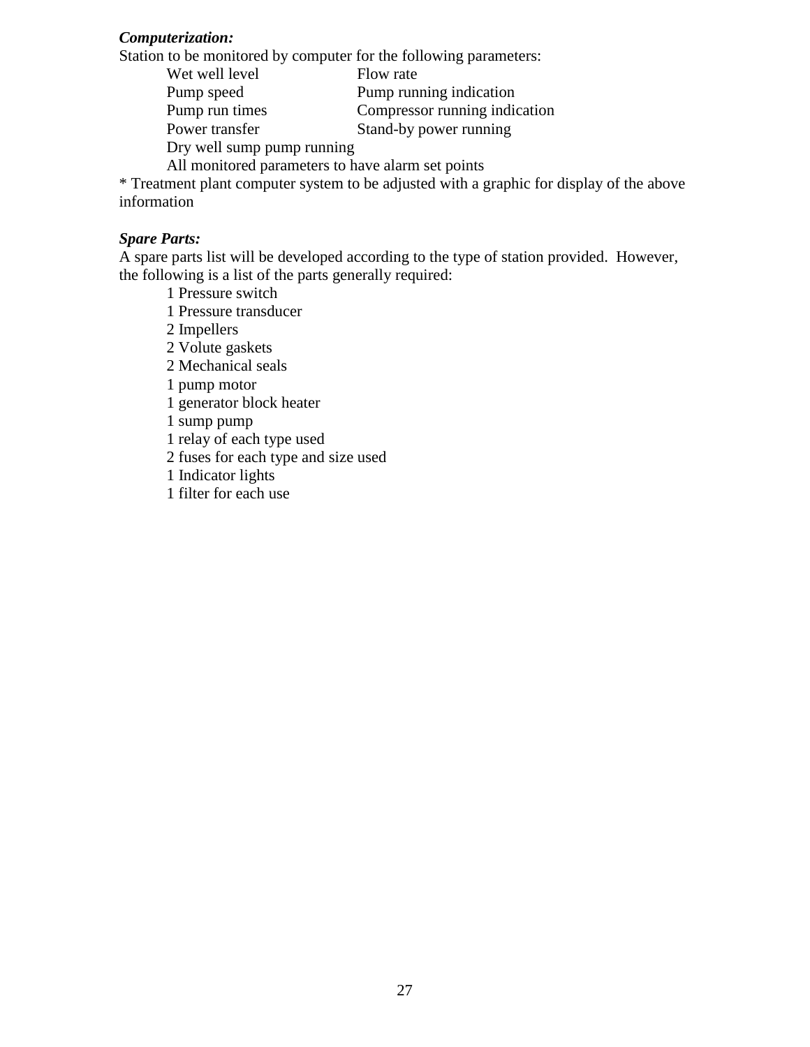***Computerization:***

Station to be monitored by computer for the following parameters:

| | |
|---|---|
| Wet well level | Flow rate |
| Pump speed | Pump running indication |
| Pump run times | Compressor running indication |
| Power transfer | Stand-by power running |
| Dry well sump pump running | |

All monitored parameters to have alarm set points

* Treatment plant computer system to be adjusted with a graphic for display of the above information

***Spare Parts:***

A spare parts list will be developed according to the type of station provided. However, the following is a list of the parts generally required:

- 1 Pressure switch
- 1 Pressure transducer
- 2 Impellers
- 2 Volute gaskets
- 2 Mechanical seals
- 1 pump motor
- 1 generator block heater
- 1 sump pump
- 1 relay of each type used
- 2 fuses for each type and size used
- 1 Indicator lights
- 1 filter for each use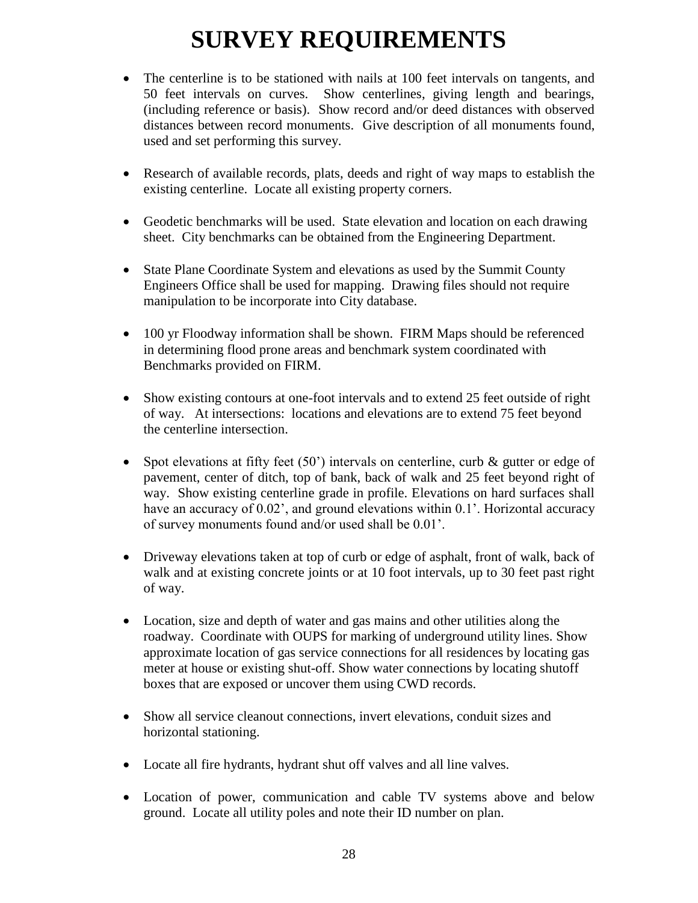# SURVEY REQUIREMENTS

- The centerline is to be stationed with nails at 100 feet intervals on tangents, and 50 feet intervals on curves. Show centerlines, giving length and bearings, (including reference or basis). Show record and/or deed distances with observed distances between record monuments. Give description of all monuments found, used and set performing this survey.

- Research of available records, plats, deeds and right of way maps to establish the existing centerline. Locate all existing property corners.

- Geodetic benchmarks will be used. State elevation and location on each drawing sheet. City benchmarks can be obtained from the Engineering Department.

- State Plane Coordinate System and elevations as used by the Summit County Engineers Office shall be used for mapping. Drawing files should not require manipulation to be incorporate into City database.

- 100 yr Floodway information shall be shown. FIRM Maps should be referenced in determining flood prone areas and benchmark system coordinated with Benchmarks provided on FIRM.

- Show existing contours at one-foot intervals and to extend 25 feet outside of right of way. At intersections: locations and elevations are to extend 75 feet beyond the centerline intersection.

- Spot elevations at fifty feet (50') intervals on centerline, curb & gutter or edge of pavement, center of ditch, top of bank, back of walk and 25 feet beyond right of way. Show existing centerline grade in profile. Elevations on hard surfaces shall have an accuracy of 0.02', and ground elevations within 0.1'. Horizontal accuracy of survey monuments found and/or used shall be 0.01'.

- Driveway elevations taken at top of curb or edge of asphalt, front of walk, back of walk and at existing concrete joints or at 10 foot intervals, up to 30 feet past right of way.

- Location, size and depth of water and gas mains and other utilities along the roadway. Coordinate with OUPS for marking of underground utility lines. Show approximate location of gas service connections for all residences by locating gas meter at house or existing shut-off. Show water connections by locating shutoff boxes that are exposed or uncover them using CWD records.

- Show all service cleanout connections, invert elevations, conduit sizes and horizontal stationing.

- Locate all fire hydrants, hydrant shut off valves and all line valves.

- Location of power, communication and cable TV systems above and below ground. Locate all utility poles and note their ID number on plan.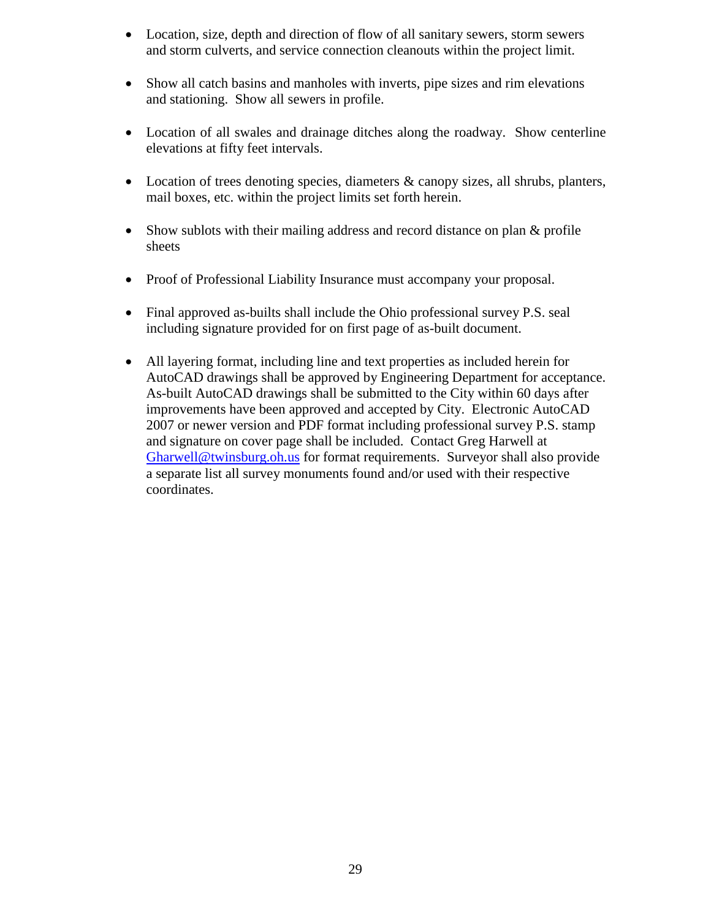- Location, size, depth and direction of flow of all sanitary sewers, storm sewers and storm culverts, and service connection cleanouts within the project limit.

- Show all catch basins and manholes with inverts, pipe sizes and rim elevations and stationing. Show all sewers in profile.

- Location of all swales and drainage ditches along the roadway. Show centerline elevations at fifty feet intervals.

- Location of trees denoting species, diameters & canopy sizes, all shrubs, planters, mail boxes, etc. within the project limits set forth herein.

- Show sublots with their mailing address and record distance on plan & profile sheets

- Proof of Professional Liability Insurance must accompany your proposal.

- Final approved as-builts shall include the Ohio professional survey P.S. seal including signature provided for on first page of as-built document.

- All layering format, including line and text properties as included herein for AutoCAD drawings shall be approved by Engineering Department for acceptance. As-built AutoCAD drawings shall be submitted to the City within 60 days after improvements have been approved and accepted by City. Electronic AutoCAD 2007 or newer version and PDF format including professional survey P.S. stamp and signature on cover page shall be included. Contact Greg Harwell at Gharwell@twinsburg.oh.us for format requirements. Surveyor shall also provide a separate list all survey monuments found and/or used with their respective coordinates.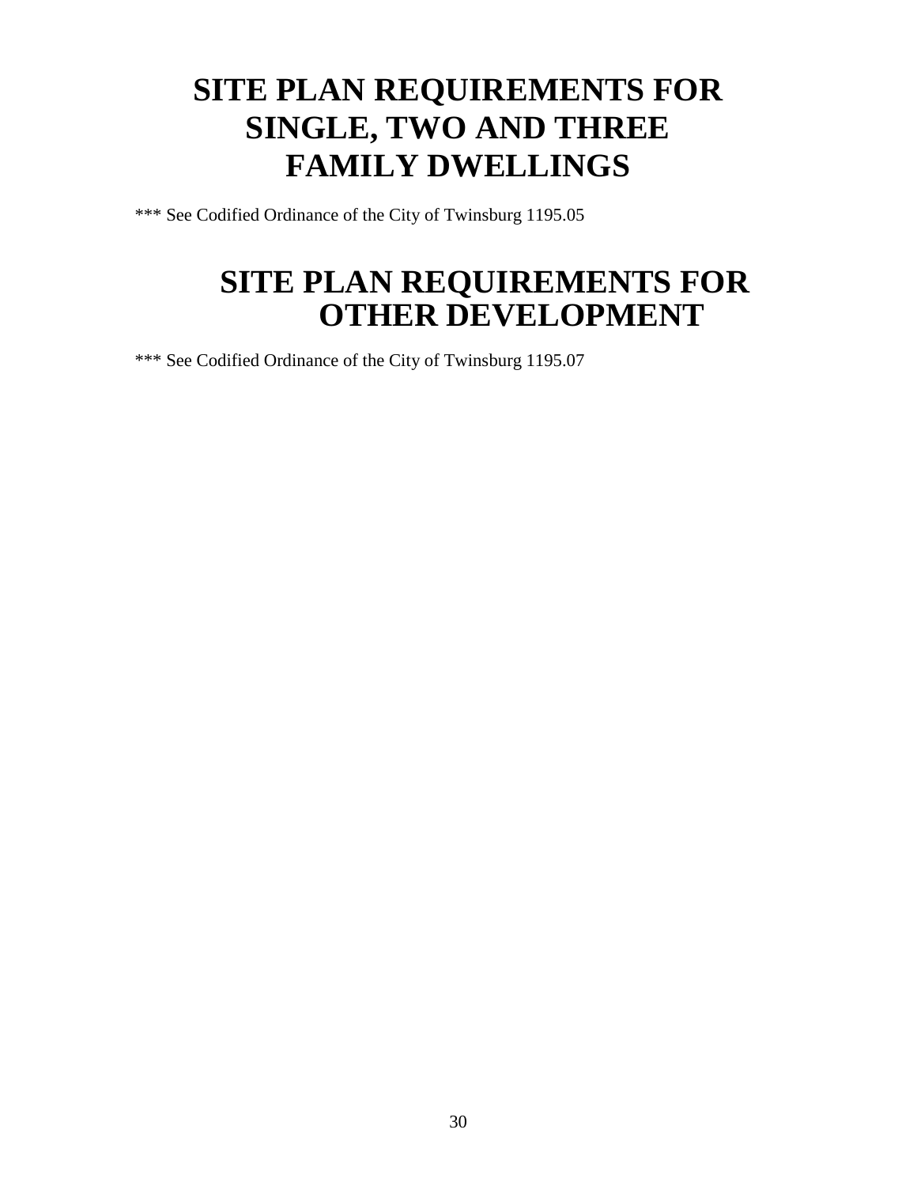# SITE PLAN REQUIREMENTS FOR SINGLE, TWO AND THREE FAMILY DWELLINGS

*** See Codified Ordinance of the City of Twinsburg 1195.05

# SITE PLAN REQUIREMENTS FOR OTHER DEVELOPMENT

*** See Codified Ordinance of the City of Twinsburg 1195.07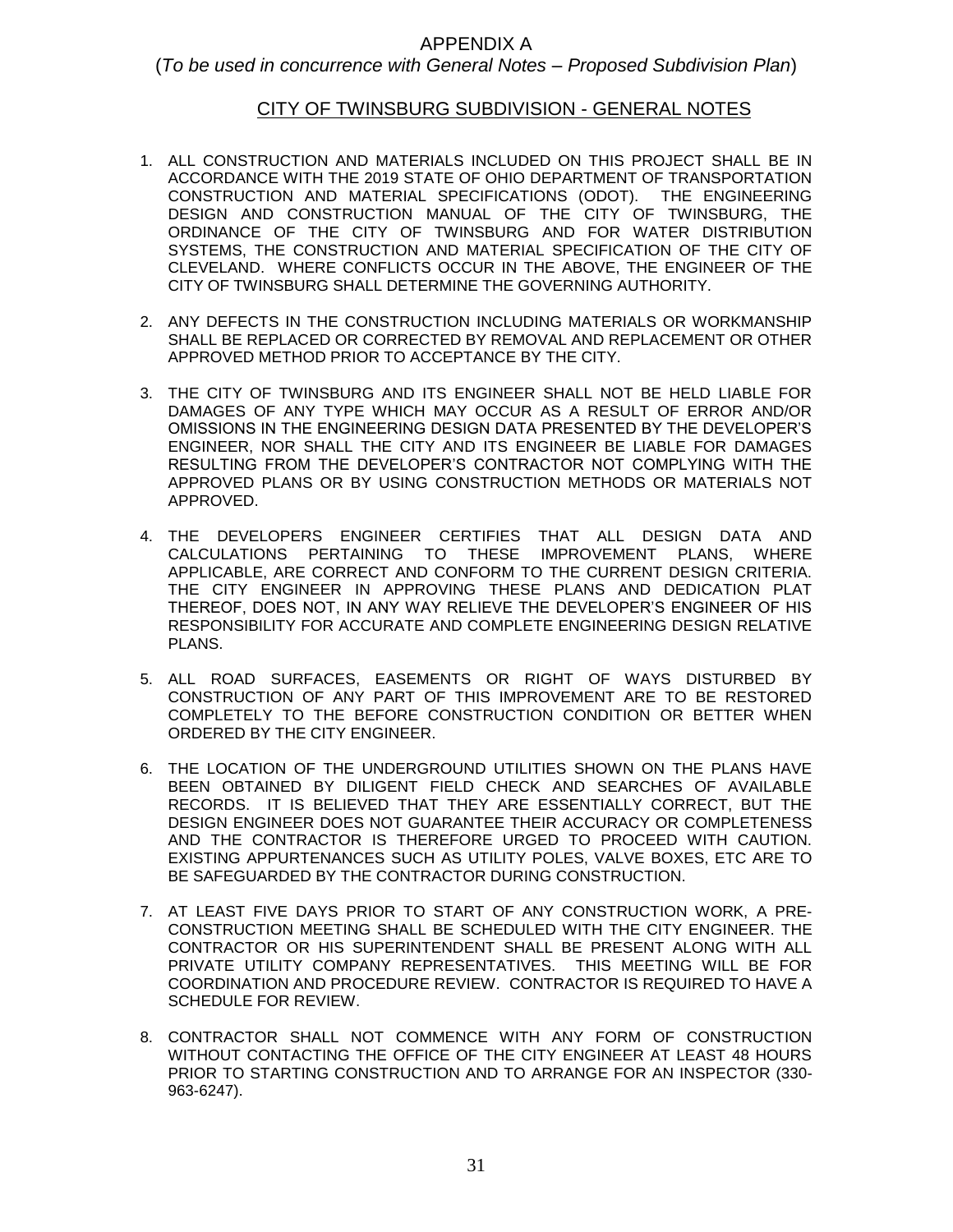# APPENDIX A

(*To be used in concurrence with General Notes – Proposed Subdivision Plan*)

## CITY OF TWINSBURG SUBDIVISION - GENERAL NOTES

1. ALL CONSTRUCTION AND MATERIALS INCLUDED ON THIS PROJECT SHALL BE IN ACCORDANCE WITH THE 2019 STATE OF OHIO DEPARTMENT OF TRANSPORTATION CONSTRUCTION AND MATERIAL SPECIFICATIONS (ODOT). THE ENGINEERING DESIGN AND CONSTRUCTION MANUAL OF THE CITY OF TWINSBURG, THE ORDINANCE OF THE CITY OF TWINSBURG AND FOR WATER DISTRIBUTION SYSTEMS, THE CONSTRUCTION AND MATERIAL SPECIFICATION OF THE CITY OF CLEVELAND. WHERE CONFLICTS OCCUR IN THE ABOVE, THE ENGINEER OF THE CITY OF TWINSBURG SHALL DETERMINE THE GOVERNING AUTHORITY.

2. ANY DEFECTS IN THE CONSTRUCTION INCLUDING MATERIALS OR WORKMANSHIP SHALL BE REPLACED OR CORRECTED BY REMOVAL AND REPLACEMENT OR OTHER APPROVED METHOD PRIOR TO ACCEPTANCE BY THE CITY.

3. THE CITY OF TWINSBURG AND ITS ENGINEER SHALL NOT BE HELD LIABLE FOR DAMAGES OF ANY TYPE WHICH MAY OCCUR AS A RESULT OF ERROR AND/OR OMISSIONS IN THE ENGINEERING DESIGN DATA PRESENTED BY THE DEVELOPER'S ENGINEER, NOR SHALL THE CITY AND ITS ENGINEER BE LIABLE FOR DAMAGES RESULTING FROM THE DEVELOPER'S CONTRACTOR NOT COMPLYING WITH THE APPROVED PLANS OR BY USING CONSTRUCTION METHODS OR MATERIALS NOT APPROVED.

4. THE DEVELOPERS ENGINEER CERTIFIES THAT ALL DESIGN DATA AND CALCULATIONS PERTAINING TO THESE IMPROVEMENT PLANS, WHERE APPLICABLE, ARE CORRECT AND CONFORM TO THE CURRENT DESIGN CRITERIA. THE CITY ENGINEER IN APPROVING THESE PLANS AND DEDICATION PLAT THEREOF, DOES NOT, IN ANY WAY RELIEVE THE DEVELOPER'S ENGINEER OF HIS RESPONSIBILITY FOR ACCURATE AND COMPLETE ENGINEERING DESIGN RELATIVE PLANS.

5. ALL ROAD SURFACES, EASEMENTS OR RIGHT OF WAYS DISTURBED BY CONSTRUCTION OF ANY PART OF THIS IMPROVEMENT ARE TO BE RESTORED COMPLETELY TO THE BEFORE CONSTRUCTION CONDITION OR BETTER WHEN ORDERED BY THE CITY ENGINEER.

6. THE LOCATION OF THE UNDERGROUND UTILITIES SHOWN ON THE PLANS HAVE BEEN OBTAINED BY DILIGENT FIELD CHECK AND SEARCHES OF AVAILABLE RECORDS. IT IS BELIEVED THAT THEY ARE ESSENTIALLY CORRECT, BUT THE DESIGN ENGINEER DOES NOT GUARANTEE THEIR ACCURACY OR COMPLETENESS AND THE CONTRACTOR IS THEREFORE URGED TO PROCEED WITH CAUTION. EXISTING APPURTENANCES SUCH AS UTILITY POLES, VALVE BOXES, ETC ARE TO BE SAFEGUARDED BY THE CONTRACTOR DURING CONSTRUCTION.

7. AT LEAST FIVE DAYS PRIOR TO START OF ANY CONSTRUCTION WORK, A PRE-CONSTRUCTION MEETING SHALL BE SCHEDULED WITH THE CITY ENGINEER. THE CONTRACTOR OR HIS SUPERINTENDENT SHALL BE PRESENT ALONG WITH ALL PRIVATE UTILITY COMPANY REPRESENTATIVES. THIS MEETING WILL BE FOR COORDINATION AND PROCEDURE REVIEW. CONTRACTOR IS REQUIRED TO HAVE A SCHEDULE FOR REVIEW.

8. CONTRACTOR SHALL NOT COMMENCE WITH ANY FORM OF CONSTRUCTION WITHOUT CONTACTING THE OFFICE OF THE CITY ENGINEER AT LEAST 48 HOURS PRIOR TO STARTING CONSTRUCTION AND TO ARRANGE FOR AN INSPECTOR (330-963-6247).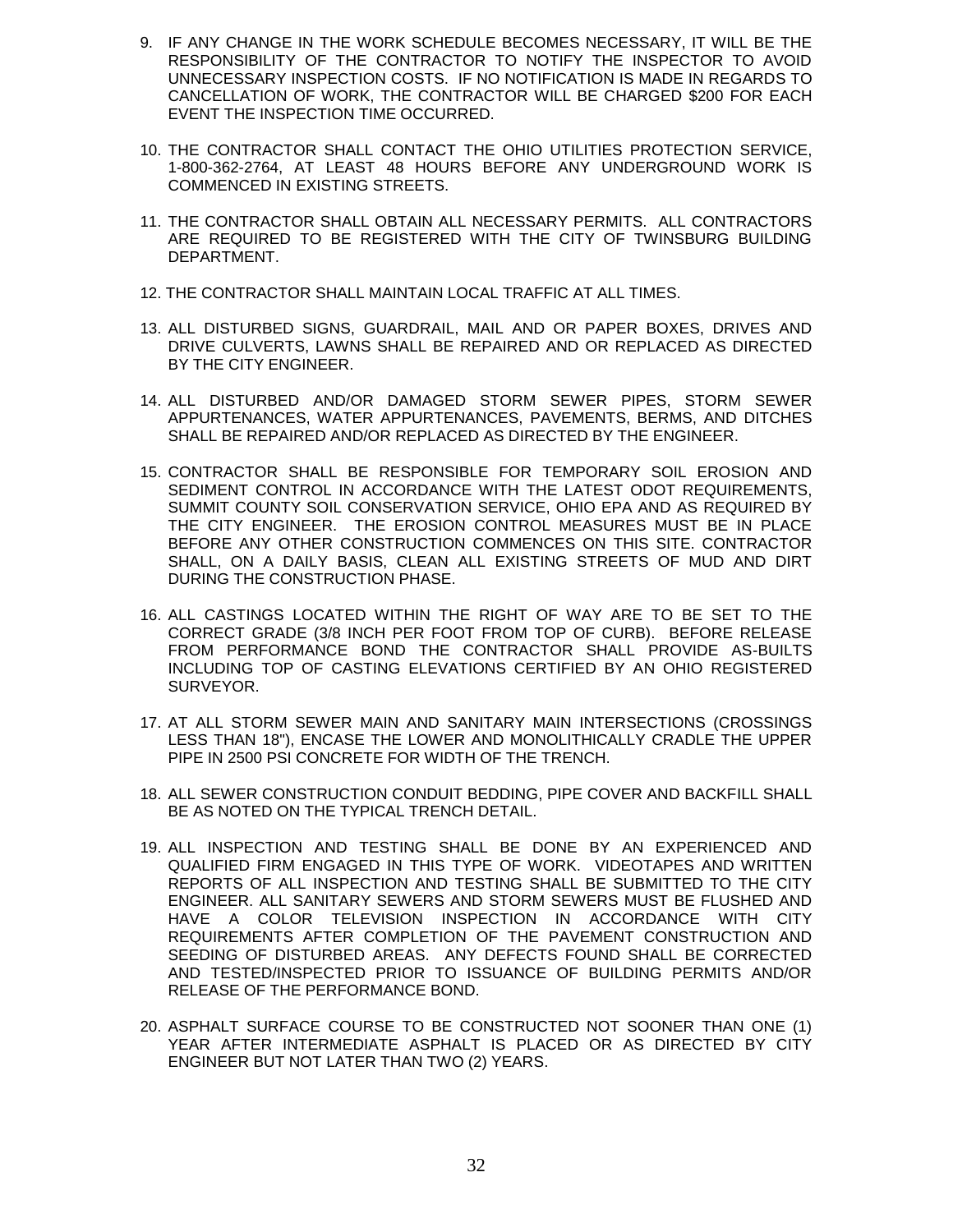9. IF ANY CHANGE IN THE WORK SCHEDULE BECOMES NECESSARY, IT WILL BE THE RESPONSIBILITY OF THE CONTRACTOR TO NOTIFY THE INSPECTOR TO AVOID UNNECESSARY INSPECTION COSTS. IF NO NOTIFICATION IS MADE IN REGARDS TO CANCELLATION OF WORK, THE CONTRACTOR WILL BE CHARGED $200 FOR EACH EVENT THE INSPECTION TIME OCCURRED.

10. THE CONTRACTOR SHALL CONTACT THE OHIO UTILITIES PROTECTION SERVICE, 1-800-362-2764, AT LEAST 48 HOURS BEFORE ANY UNDERGROUND WORK IS COMMENCED IN EXISTING STREETS.

11. THE CONTRACTOR SHALL OBTAIN ALL NECESSARY PERMITS. ALL CONTRACTORS ARE REQUIRED TO BE REGISTERED WITH THE CITY OF TWINSBURG BUILDING DEPARTMENT.

12. THE CONTRACTOR SHALL MAINTAIN LOCAL TRAFFIC AT ALL TIMES.

13. ALL DISTURBED SIGNS, GUARDRAIL, MAIL AND OR PAPER BOXES, DRIVES AND DRIVE CULVERTS, LAWNS SHALL BE REPAIRED AND OR REPLACED AS DIRECTED BY THE CITY ENGINEER.

14. ALL DISTURBED AND/OR DAMAGED STORM SEWER PIPES, STORM SEWER APPURTENANCES, WATER APPURTENANCES, PAVEMENTS, BERMS, AND DITCHES SHALL BE REPAIRED AND/OR REPLACED AS DIRECTED BY THE ENGINEER.

15. CONTRACTOR SHALL BE RESPONSIBLE FOR TEMPORARY SOIL EROSION AND SEDIMENT CONTROL IN ACCORDANCE WITH THE LATEST ODOT REQUIREMENTS, SUMMIT COUNTY SOIL CONSERVATION SERVICE, OHIO EPA AND AS REQUIRED BY THE CITY ENGINEER. THE EROSION CONTROL MEASURES MUST BE IN PLACE BEFORE ANY OTHER CONSTRUCTION COMMENCES ON THIS SITE. CONTRACTOR SHALL, ON A DAILY BASIS, CLEAN ALL EXISTING STREETS OF MUD AND DIRT DURING THE CONSTRUCTION PHASE.

16. ALL CASTINGS LOCATED WITHIN THE RIGHT OF WAY ARE TO BE SET TO THE CORRECT GRADE (3/8 INCH PER FOOT FROM TOP OF CURB). BEFORE RELEASE FROM PERFORMANCE BOND THE CONTRACTOR SHALL PROVIDE AS-BUILTS INCLUDING TOP OF CASTING ELEVATIONS CERTIFIED BY AN OHIO REGISTERED SURVEYOR.

17. AT ALL STORM SEWER MAIN AND SANITARY MAIN INTERSECTIONS (CROSSINGS LESS THAN 18"), ENCASE THE LOWER AND MONOLITHICALLY CRADLE THE UPPER PIPE IN 2500 PSI CONCRETE FOR WIDTH OF THE TRENCH.

18. ALL SEWER CONSTRUCTION CONDUIT BEDDING, PIPE COVER AND BACKFILL SHALL BE AS NOTED ON THE TYPICAL TRENCH DETAIL.

19. ALL INSPECTION AND TESTING SHALL BE DONE BY AN EXPERIENCED AND QUALIFIED FIRM ENGAGED IN THIS TYPE OF WORK. VIDEOTAPES AND WRITTEN REPORTS OF ALL INSPECTION AND TESTING SHALL BE SUBMITTED TO THE CITY ENGINEER. ALL SANITARY SEWERS AND STORM SEWERS MUST BE FLUSHED AND HAVE A COLOR TELEVISION INSPECTION IN ACCORDANCE WITH CITY REQUIREMENTS AFTER COMPLETION OF THE PAVEMENT CONSTRUCTION AND SEEDING OF DISTURBED AREAS. ANY DEFECTS FOUND SHALL BE CORRECTED AND TESTED/INSPECTED PRIOR TO ISSUANCE OF BUILDING PERMITS AND/OR RELEASE OF THE PERFORMANCE BOND.

20. ASPHALT SURFACE COURSE TO BE CONSTRUCTED NOT SOONER THAN ONE (1) YEAR AFTER INTERMEDIATE ASPHALT IS PLACED OR AS DIRECTED BY CITY ENGINEER BUT NOT LATER THAN TWO (2) YEARS.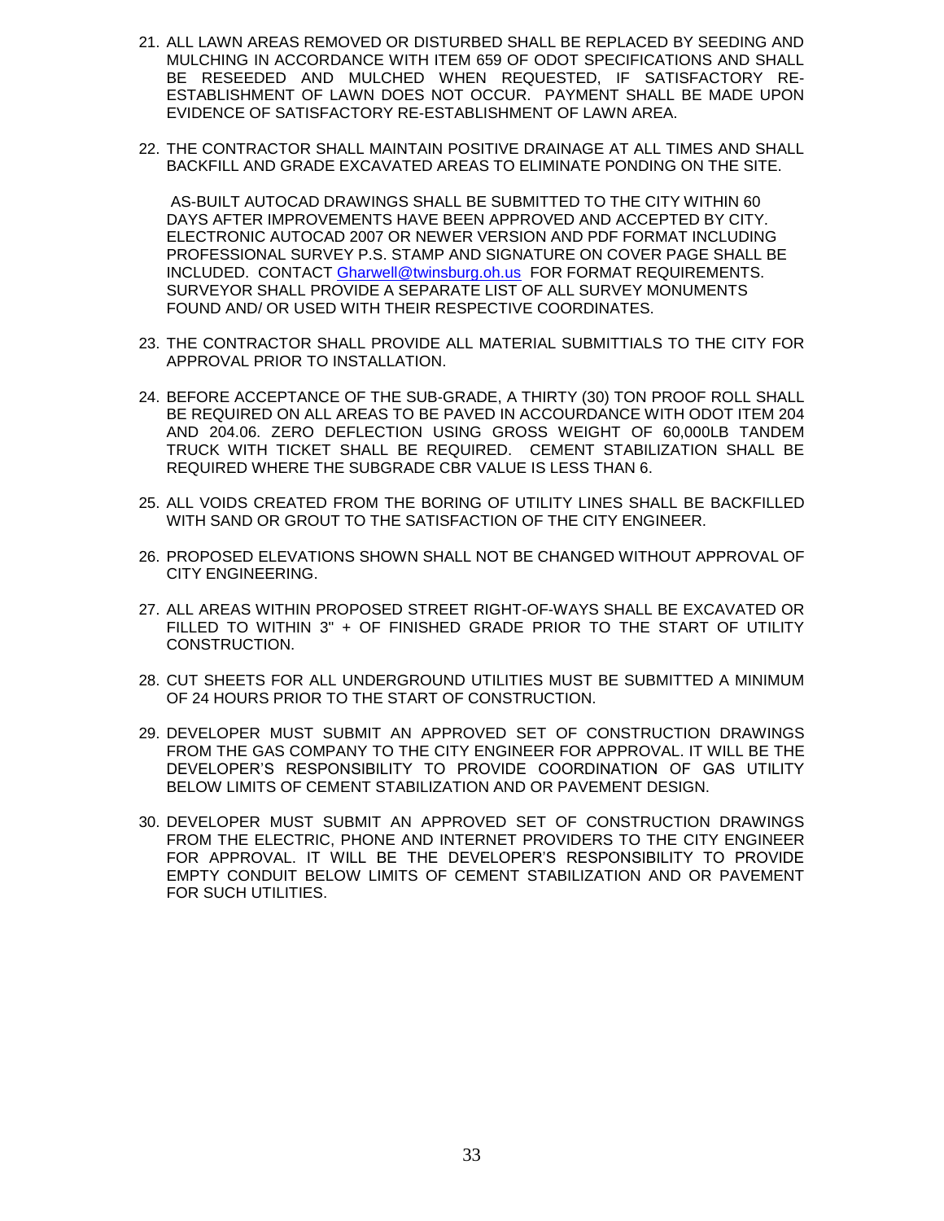21. ALL LAWN AREAS REMOVED OR DISTURBED SHALL BE REPLACED BY SEEDING AND MULCHING IN ACCORDANCE WITH ITEM 659 OF ODOT SPECIFICATIONS AND SHALL BE RESEEDED AND MULCHED WHEN REQUESTED, IF SATISFACTORY RE-ESTABLISHMENT OF LAWN DOES NOT OCCUR. PAYMENT SHALL BE MADE UPON EVIDENCE OF SATISFACTORY RE-ESTABLISHMENT OF LAWN AREA.

22. THE CONTRACTOR SHALL MAINTAIN POSITIVE DRAINAGE AT ALL TIMES AND SHALL BACKFILL AND GRADE EXCAVATED AREAS TO ELIMINATE PONDING ON THE SITE.

    AS-BUILT AUTOCAD DRAWINGS SHALL BE SUBMITTED TO THE CITY WITHIN 60 DAYS AFTER IMPROVEMENTS HAVE BEEN APPROVED AND ACCEPTED BY CITY. ELECTRONIC AUTOCAD 2007 OR NEWER VERSION AND PDF FORMAT INCLUDING PROFESSIONAL SURVEY P.S. STAMP AND SIGNATURE ON COVER PAGE SHALL BE INCLUDED. CONTACT Gharwell@twinsburg.oh.us FOR FORMAT REQUIREMENTS. SURVEYOR SHALL PROVIDE A SEPARATE LIST OF ALL SURVEY MONUMENTS FOUND AND/ OR USED WITH THEIR RESPECTIVE COORDINATES.

23. THE CONTRACTOR SHALL PROVIDE ALL MATERIAL SUBMITTIALS TO THE CITY FOR APPROVAL PRIOR TO INSTALLATION.

24. BEFORE ACCEPTANCE OF THE SUB-GRADE, A THIRTY (30) TON PROOF ROLL SHALL BE REQUIRED ON ALL AREAS TO BE PAVED IN ACCOURDANCE WITH ODOT ITEM 204 AND 204.06. ZERO DEFLECTION USING GROSS WEIGHT OF 60,000LB TANDEM TRUCK WITH TICKET SHALL BE REQUIRED. CEMENT STABILIZATION SHALL BE REQUIRED WHERE THE SUBGRADE CBR VALUE IS LESS THAN 6.

25. ALL VOIDS CREATED FROM THE BORING OF UTILITY LINES SHALL BE BACKFILLED WITH SAND OR GROUT TO THE SATISFACTION OF THE CITY ENGINEER.

26. PROPOSED ELEVATIONS SHOWN SHALL NOT BE CHANGED WITHOUT APPROVAL OF CITY ENGINEERING.

27. ALL AREAS WITHIN PROPOSED STREET RIGHT-OF-WAYS SHALL BE EXCAVATED OR FILLED TO WITHIN 3" + OF FINISHED GRADE PRIOR TO THE START OF UTILITY CONSTRUCTION.

28. CUT SHEETS FOR ALL UNDERGROUND UTILITIES MUST BE SUBMITTED A MINIMUM OF 24 HOURS PRIOR TO THE START OF CONSTRUCTION.

29. DEVELOPER MUST SUBMIT AN APPROVED SET OF CONSTRUCTION DRAWINGS FROM THE GAS COMPANY TO THE CITY ENGINEER FOR APPROVAL. IT WILL BE THE DEVELOPER'S RESPONSIBILITY TO PROVIDE COORDINATION OF GAS UTILITY BELOW LIMITS OF CEMENT STABILIZATION AND OR PAVEMENT DESIGN.

30. DEVELOPER MUST SUBMIT AN APPROVED SET OF CONSTRUCTION DRAWINGS FROM THE ELECTRIC, PHONE AND INTERNET PROVIDERS TO THE CITY ENGINEER FOR APPROVAL. IT WILL BE THE DEVELOPER'S RESPONSIBILITY TO PROVIDE EMPTY CONDUIT BELOW LIMITS OF CEMENT STABILIZATION AND OR PAVEMENT FOR SUCH UTILITIES.